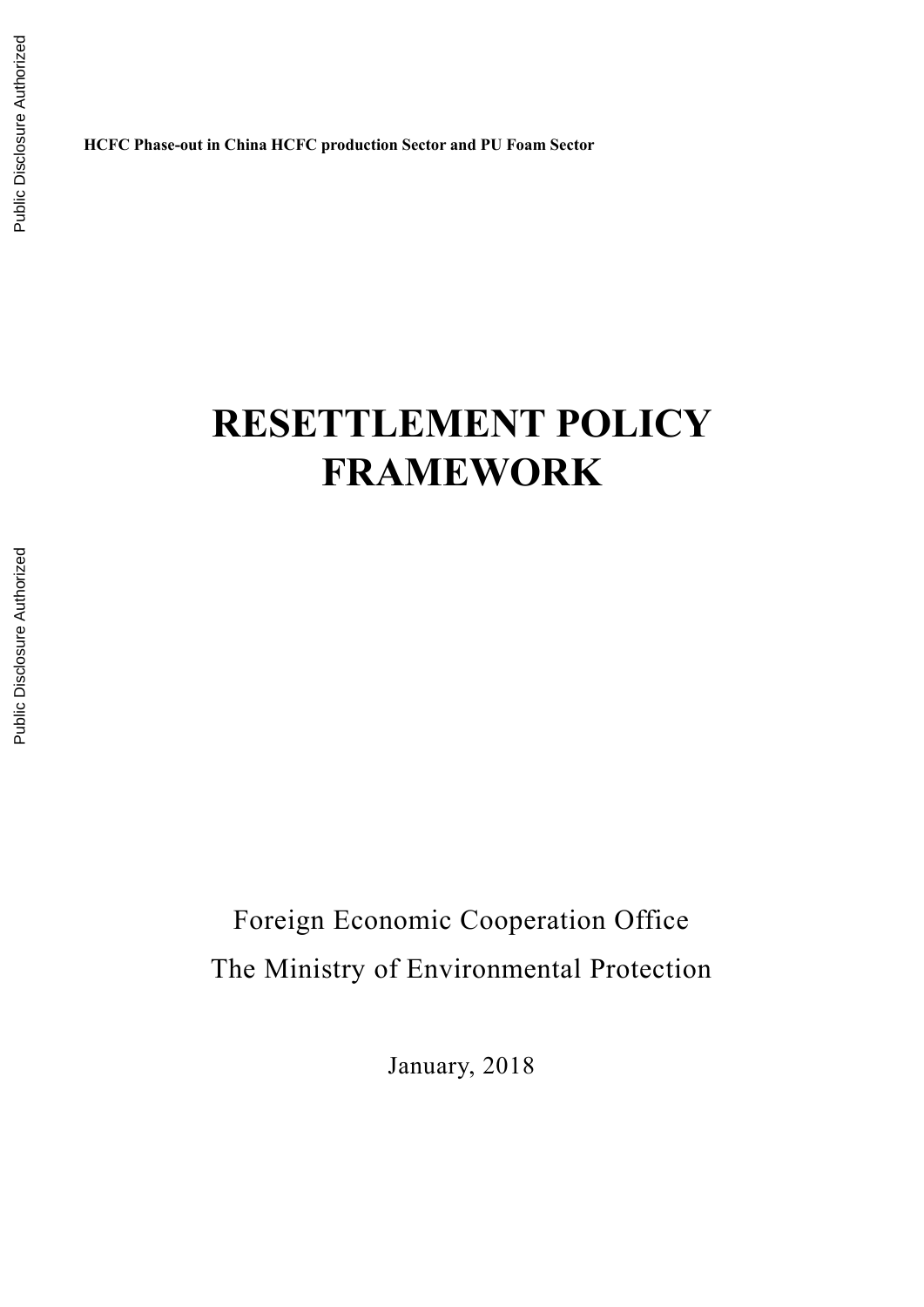**HCFC Phase-out in China HCFC production Sector and PU Foam Sector**

# RESETTLEMENT POLICY FRAMEWORK

Foreign Economic Cooperation Office

The Ministry of Environmental Protection

January, 2018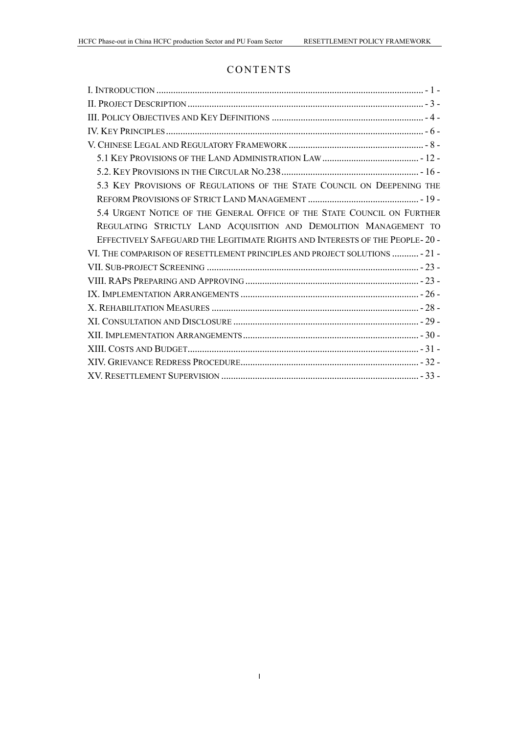# CONTENTS

I. INTRODUCTION - 1 -
II. PROJECT DESCRIPTION - 3 -
III. POLICY OBJECTIVES AND KEY DEFINITIONS - 4 -
IV. KEY PRINCIPLES - 6 -
V. CHINESE LEGAL AND REGULATORY FRAMEWORK - 8 -
  5.1 KEY PROVISIONS OF THE LAND ADMINISTRATION LAW - 12 -
  5.2. KEY PROVISIONS IN THE CIRCULAR NO.238 - 16 -
  5.3 KEY PROVISIONS OF REGULATIONS OF THE STATE COUNCIL ON DEEPENING THE REFORM PROVISIONS OF STRICT LAND MANAGEMENT - 19 -
  5.4 URGENT NOTICE OF THE GENERAL OFFICE OF THE STATE COUNCIL ON FURTHER REGULATING STRICTLY LAND ACQUISITION AND DEMOLITION MANAGEMENT TO EFFECTIVELY SAFEGUARD THE LEGITIMATE RIGHTS AND INTERESTS OF THE PEOPLE - 20 -
VI. THE COMPARISON OF RESETTLEMENT PRINCIPLES AND PROJECT SOLUTIONS - 21 -
VII. SUB-PROJECT SCREENING - 23 -
VIII. RAPS PREPARING AND APPROVING - 23 -
IX. IMPLEMENTATION ARRANGEMENTS - 26 -
X. REHABILITATION MEASURES - 28 -
XI. CONSULTATION AND DISCLOSURE - 29 -
XII. IMPLEMENTATION ARRANGEMENTS - 30 -
XIII. COSTS AND BUDGET - 31 -
XIV. GRIEVANCE REDRESS PROCEDURE - 32 -
XV. RESETTLEMENT SUPERVISION - 33 -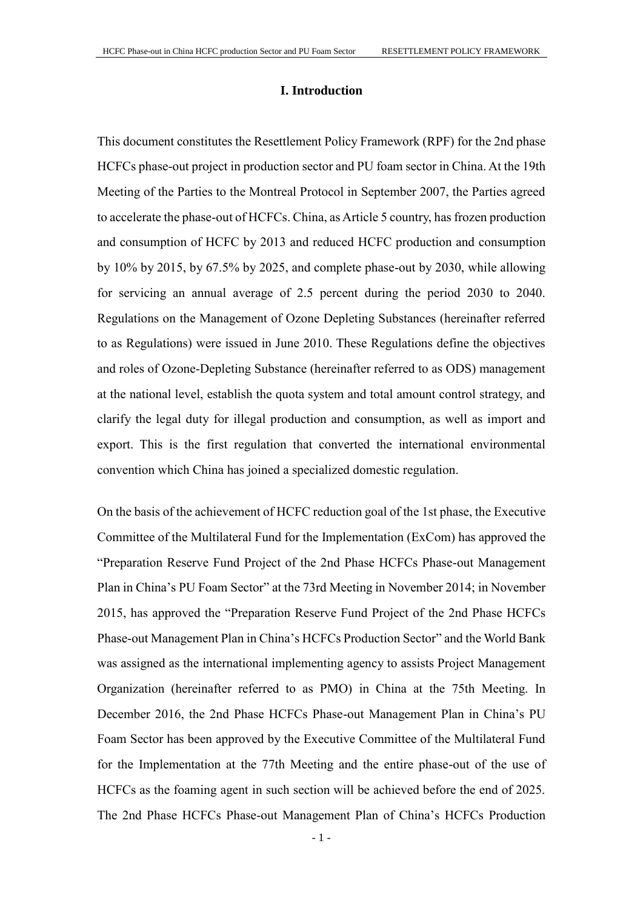# I. Introduction

This document constitutes the Resettlement Policy Framework (RPF) for the 2nd phase HCFCs phase-out project in production sector and PU foam sector in China. At the 19th Meeting of the Parties to the Montreal Protocol in September 2007, the Parties agreed to accelerate the phase-out of HCFCs. China, as Article 5 country, has frozen production and consumption of HCFC by 2013 and reduced HCFC production and consumption by 10% by 2015, by 67.5% by 2025, and complete phase-out by 2030, while allowing for servicing an annual average of 2.5 percent during the period 2030 to 2040. Regulations on the Management of Ozone Depleting Substances (hereinafter referred to as Regulations) were issued in June 2010. These Regulations define the objectives and roles of Ozone-Depleting Substance (hereinafter referred to as ODS) management at the national level, establish the quota system and total amount control strategy, and clarify the legal duty for illegal production and consumption, as well as import and export. This is the first regulation that converted the international environmental convention which China has joined a specialized domestic regulation.

On the basis of the achievement of HCFC reduction goal of the 1st phase, the Executive Committee of the Multilateral Fund for the Implementation (ExCom) has approved the "Preparation Reserve Fund Project of the 2nd Phase HCFCs Phase-out Management Plan in China's PU Foam Sector" at the 73rd Meeting in November 2014; in November 2015, has approved the "Preparation Reserve Fund Project of the 2nd Phase HCFCs Phase-out Management Plan in China's HCFCs Production Sector" and the World Bank was assigned as the international implementing agency to assists Project Management Organization (hereinafter referred to as PMO) in China at the 75th Meeting. In December 2016, the 2nd Phase HCFCs Phase-out Management Plan in China's PU Foam Sector has been approved by the Executive Committee of the Multilateral Fund for the Implementation at the 77th Meeting and the entire phase-out of the use of HCFCs as the foaming agent in such section will be achieved before the end of 2025. The 2nd Phase HCFCs Phase-out Management Plan of China's HCFCs Production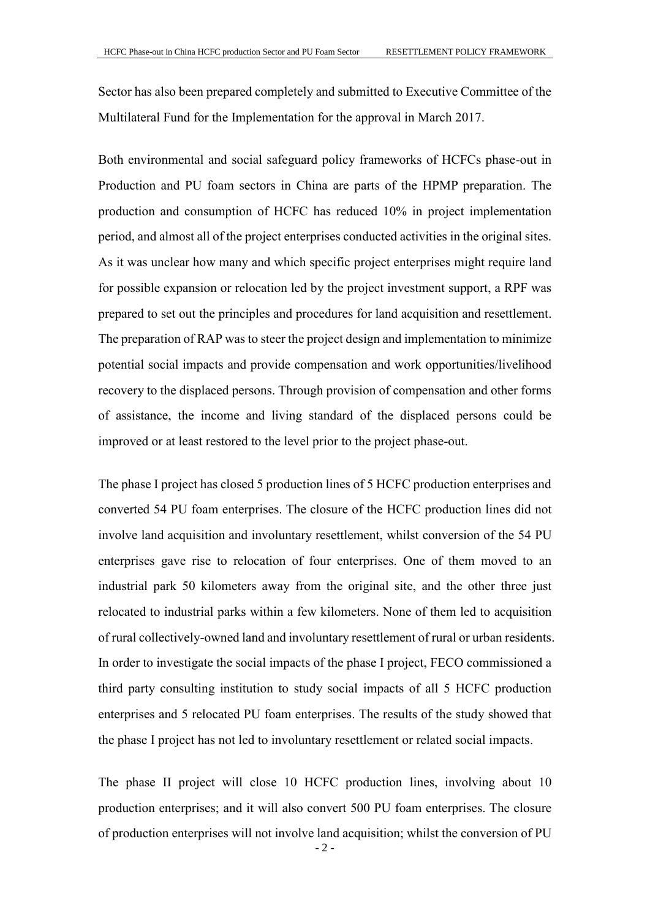Sector has also been prepared completely and submitted to Executive Committee of the Multilateral Fund for the Implementation for the approval in March 2017.

Both environmental and social safeguard policy frameworks of HCFCs phase-out in Production and PU foam sectors in China are parts of the HPMP preparation. The production and consumption of HCFC has reduced 10% in project implementation period, and almost all of the project enterprises conducted activities in the original sites. As it was unclear how many and which specific project enterprises might require land for possible expansion or relocation led by the project investment support, a RPF was prepared to set out the principles and procedures for land acquisition and resettlement. The preparation of RAP was to steer the project design and implementation to minimize potential social impacts and provide compensation and work opportunities/livelihood recovery to the displaced persons. Through provision of compensation and other forms of assistance, the income and living standard of the displaced persons could be improved or at least restored to the level prior to the project phase-out.

The phase I project has closed 5 production lines of 5 HCFC production enterprises and converted 54 PU foam enterprises. The closure of the HCFC production lines did not involve land acquisition and involuntary resettlement, whilst conversion of the 54 PU enterprises gave rise to relocation of four enterprises. One of them moved to an industrial park 50 kilometers away from the original site, and the other three just relocated to industrial parks within a few kilometers. None of them led to acquisition of rural collectively-owned land and involuntary resettlement of rural or urban residents. In order to investigate the social impacts of the phase I project, FECO commissioned a third party consulting institution to study social impacts of all 5 HCFC production enterprises and 5 relocated PU foam enterprises. The results of the study showed that the phase I project has not led to involuntary resettlement or related social impacts.

The phase II project will close 10 HCFC production lines, involving about 10 production enterprises; and it will also convert 500 PU foam enterprises. The closure of production enterprises will not involve land acquisition; whilst the conversion of PU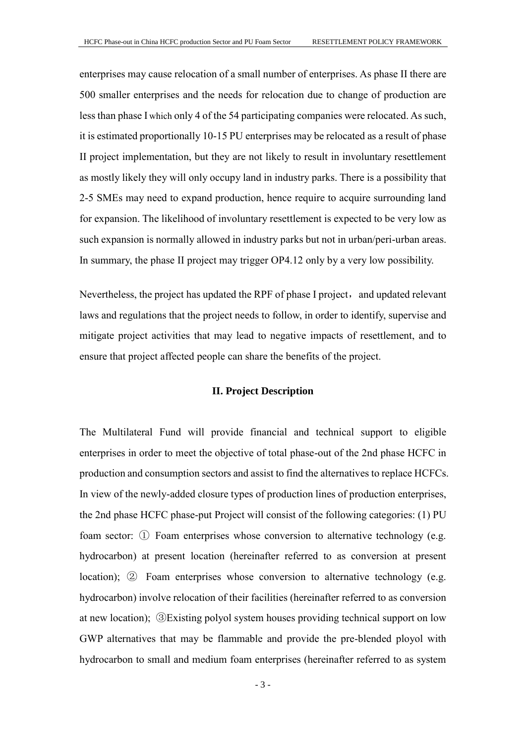enterprises may cause relocation of a small number of enterprises. As phase II there are 500 smaller enterprises and the needs for relocation due to change of production are less than phase I which only 4 of the 54 participating companies were relocated. As such, it is estimated proportionally 10-15 PU enterprises may be relocated as a result of phase II project implementation, but they are not likely to result in involuntary resettlement as mostly likely they will only occupy land in industry parks. There is a possibility that 2-5 SMEs may need to expand production, hence require to acquire surrounding land for expansion. The likelihood of involuntary resettlement is expected to be very low as such expansion is normally allowed in industry parks but not in urban/peri-urban areas. In summary, the phase II project may trigger OP4.12 only by a very low possibility.

Nevertheless, the project has updated the RPF of phase I project， and updated relevant laws and regulations that the project needs to follow, in order to identify, supervise and mitigate project activities that may lead to negative impacts of resettlement, and to ensure that project affected people can share the benefits of the project.

## II. Project Description

The Multilateral Fund will provide financial and technical support to eligible enterprises in order to meet the objective of total phase-out of the 2nd phase HCFC in production and consumption sectors and assist to find the alternatives to replace HCFCs. In view of the newly-added closure types of production lines of production enterprises, the 2nd phase HCFC phase-put Project will consist of the following categories: (1) PU foam sector: ① Foam enterprises whose conversion to alternative technology (e.g. hydrocarbon) at present location (hereinafter referred to as conversion at present location); ② Foam enterprises whose conversion to alternative technology (e.g. hydrocarbon) involve relocation of their facilities (hereinafter referred to as conversion at new location); ③Existing polyol system houses providing technical support on low GWP alternatives that may be flammable and provide the pre-blended ployol with hydrocarbon to small and medium foam enterprises (hereinafter referred to as system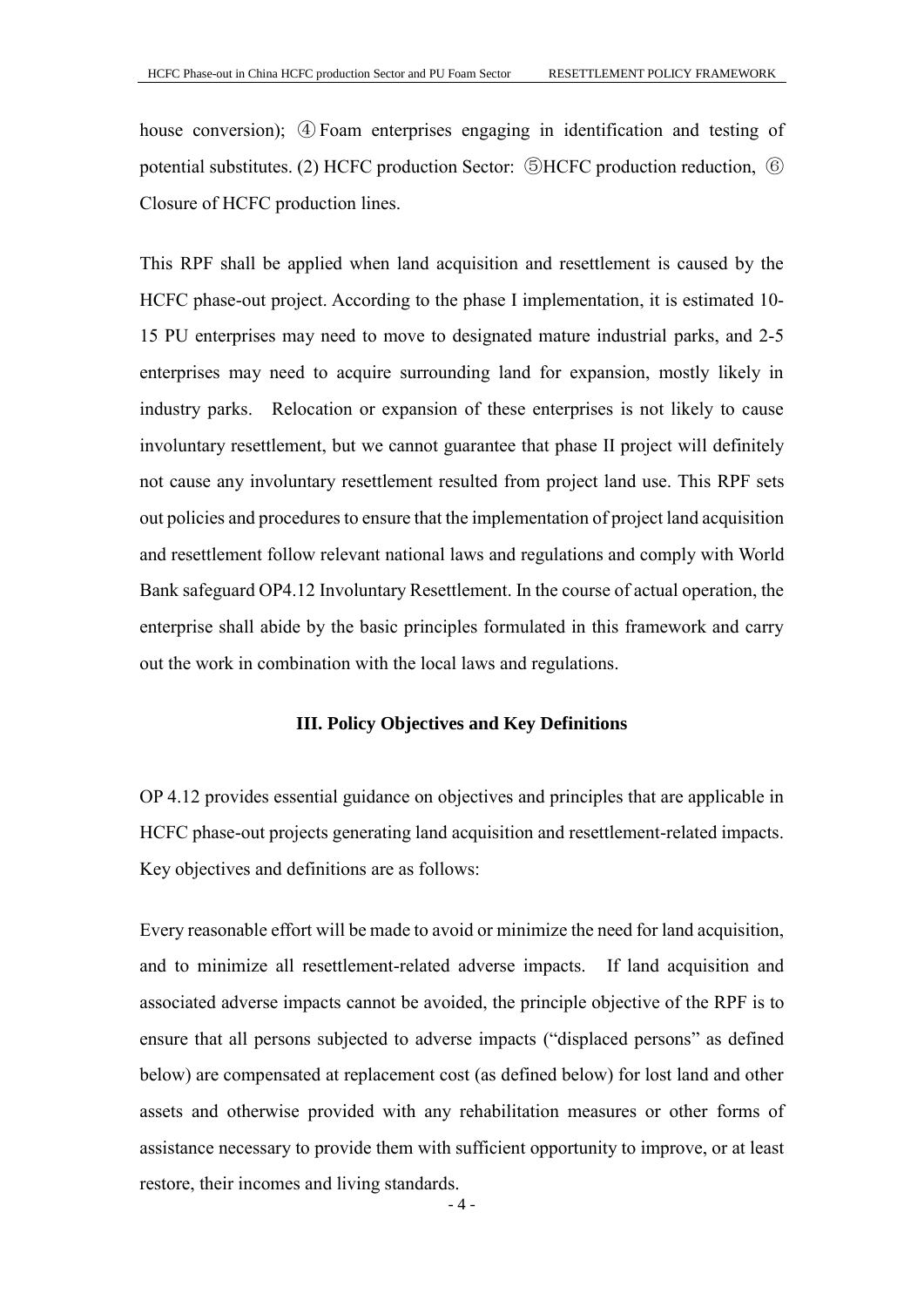house conversion); ④ Foam enterprises engaging in identification and testing of potential substitutes. (2) HCFC production Sector: ⑤HCFC production reduction, ⑥ Closure of HCFC production lines.

This RPF shall be applied when land acquisition and resettlement is caused by the HCFC phase-out project. According to the phase I implementation, it is estimated 10-15 PU enterprises may need to move to designated mature industrial parks, and 2-5 enterprises may need to acquire surrounding land for expansion, mostly likely in industry parks. Relocation or expansion of these enterprises is not likely to cause involuntary resettlement, but we cannot guarantee that phase II project will definitely not cause any involuntary resettlement resulted from project land use. This RPF sets out policies and procedures to ensure that the implementation of project land acquisition and resettlement follow relevant national laws and regulations and comply with World Bank safeguard OP4.12 Involuntary Resettlement. In the course of actual operation, the enterprise shall abide by the basic principles formulated in this framework and carry out the work in combination with the local laws and regulations.

## III. Policy Objectives and Key Definitions

OP 4.12 provides essential guidance on objectives and principles that are applicable in HCFC phase-out projects generating land acquisition and resettlement-related impacts. Key objectives and definitions are as follows:

Every reasonable effort will be made to avoid or minimize the need for land acquisition, and to minimize all resettlement-related adverse impacts. If land acquisition and associated adverse impacts cannot be avoided, the principle objective of the RPF is to ensure that all persons subjected to adverse impacts ("displaced persons" as defined below) are compensated at replacement cost (as defined below) for lost land and other assets and otherwise provided with any rehabilitation measures or other forms of assistance necessary to provide them with sufficient opportunity to improve, or at least restore, their incomes and living standards.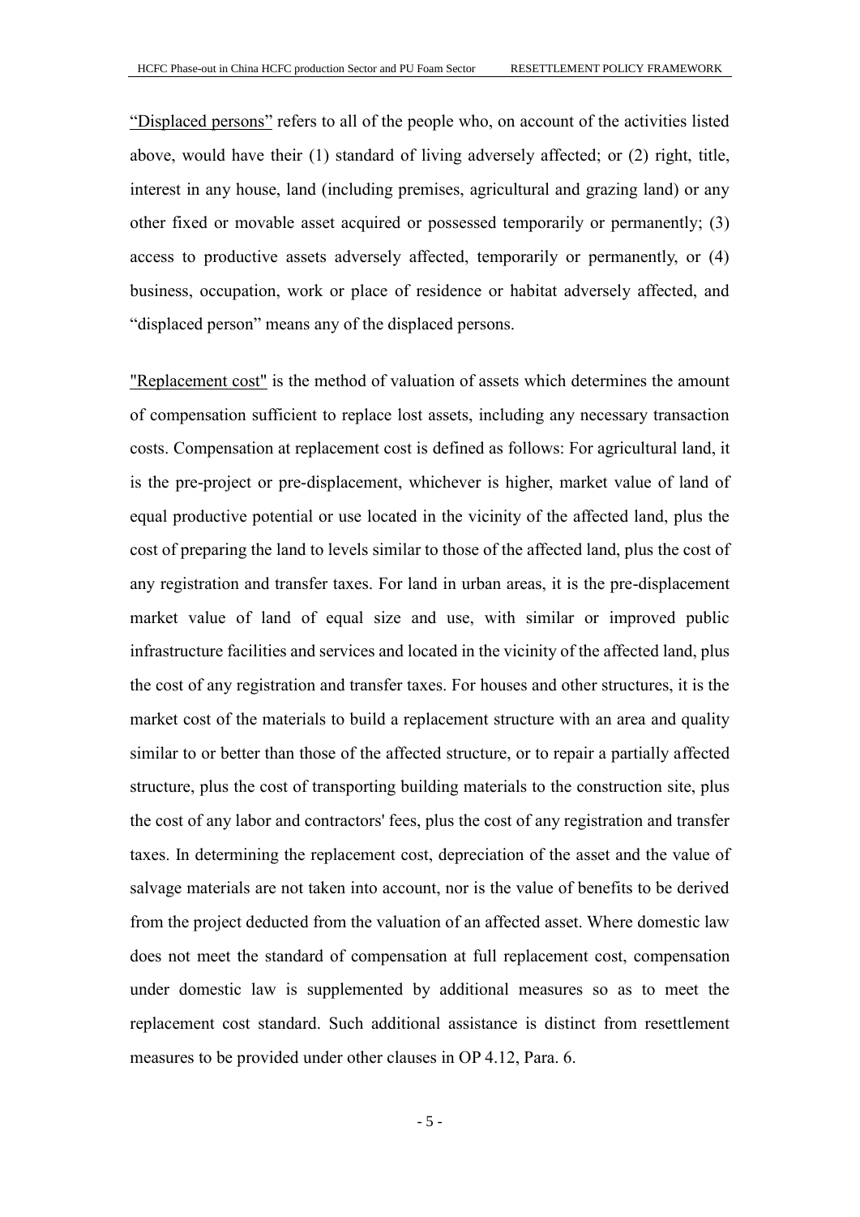"Displaced persons" refers to all of the people who, on account of the activities listed above, would have their (1) standard of living adversely affected; or (2) right, title, interest in any house, land (including premises, agricultural and grazing land) or any other fixed or movable asset acquired or possessed temporarily or permanently; (3) access to productive assets adversely affected, temporarily or permanently, or (4) business, occupation, work or place of residence or habitat adversely affected, and "displaced person" means any of the displaced persons.

"Replacement cost" is the method of valuation of assets which determines the amount of compensation sufficient to replace lost assets, including any necessary transaction costs. Compensation at replacement cost is defined as follows: For agricultural land, it is the pre-project or pre-displacement, whichever is higher, market value of land of equal productive potential or use located in the vicinity of the affected land, plus the cost of preparing the land to levels similar to those of the affected land, plus the cost of any registration and transfer taxes. For land in urban areas, it is the pre-displacement market value of land of equal size and use, with similar or improved public infrastructure facilities and services and located in the vicinity of the affected land, plus the cost of any registration and transfer taxes. For houses and other structures, it is the market cost of the materials to build a replacement structure with an area and quality similar to or better than those of the affected structure, or to repair a partially affected structure, plus the cost of transporting building materials to the construction site, plus the cost of any labor and contractors' fees, plus the cost of any registration and transfer taxes. In determining the replacement cost, depreciation of the asset and the value of salvage materials are not taken into account, nor is the value of benefits to be derived from the project deducted from the valuation of an affected asset. Where domestic law does not meet the standard of compensation at full replacement cost, compensation under domestic law is supplemented by additional measures so as to meet the replacement cost standard. Such additional assistance is distinct from resettlement measures to be provided under other clauses in OP 4.12, Para. 6.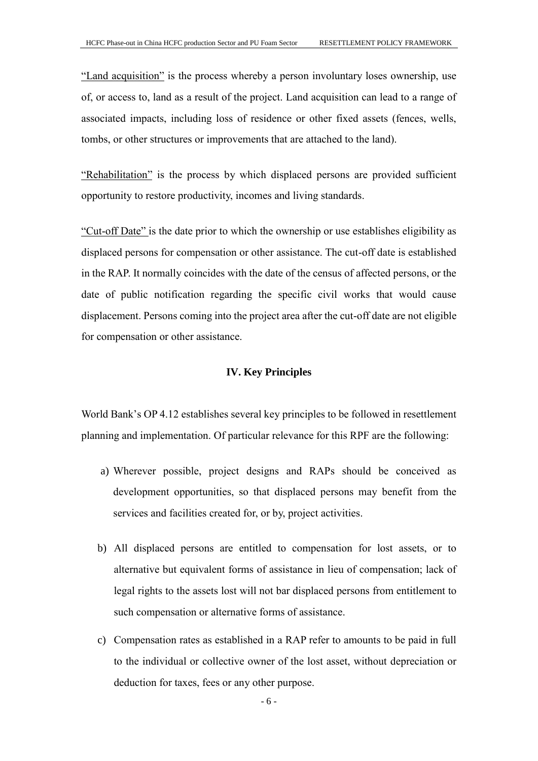"Land acquisition" is the process whereby a person involuntary loses ownership, use of, or access to, land as a result of the project. Land acquisition can lead to a range of associated impacts, including loss of residence or other fixed assets (fences, wells, tombs, or other structures or improvements that are attached to the land).

"Rehabilitation" is the process by which displaced persons are provided sufficient opportunity to restore productivity, incomes and living standards.

"Cut-off Date" is the date prior to which the ownership or use establishes eligibility as displaced persons for compensation or other assistance. The cut-off date is established in the RAP. It normally coincides with the date of the census of affected persons, or the date of public notification regarding the specific civil works that would cause displacement. Persons coming into the project area after the cut-off date are not eligible for compensation or other assistance.

## IV. Key Principles

World Bank's OP 4.12 establishes several key principles to be followed in resettlement planning and implementation. Of particular relevance for this RPF are the following:

a) Wherever possible, project designs and RAPs should be conceived as development opportunities, so that displaced persons may benefit from the services and facilities created for, or by, project activities.

b) All displaced persons are entitled to compensation for lost assets, or to alternative but equivalent forms of assistance in lieu of compensation; lack of legal rights to the assets lost will not bar displaced persons from entitlement to such compensation or alternative forms of assistance.

c) Compensation rates as established in a RAP refer to amounts to be paid in full to the individual or collective owner of the lost asset, without depreciation or deduction for taxes, fees or any other purpose.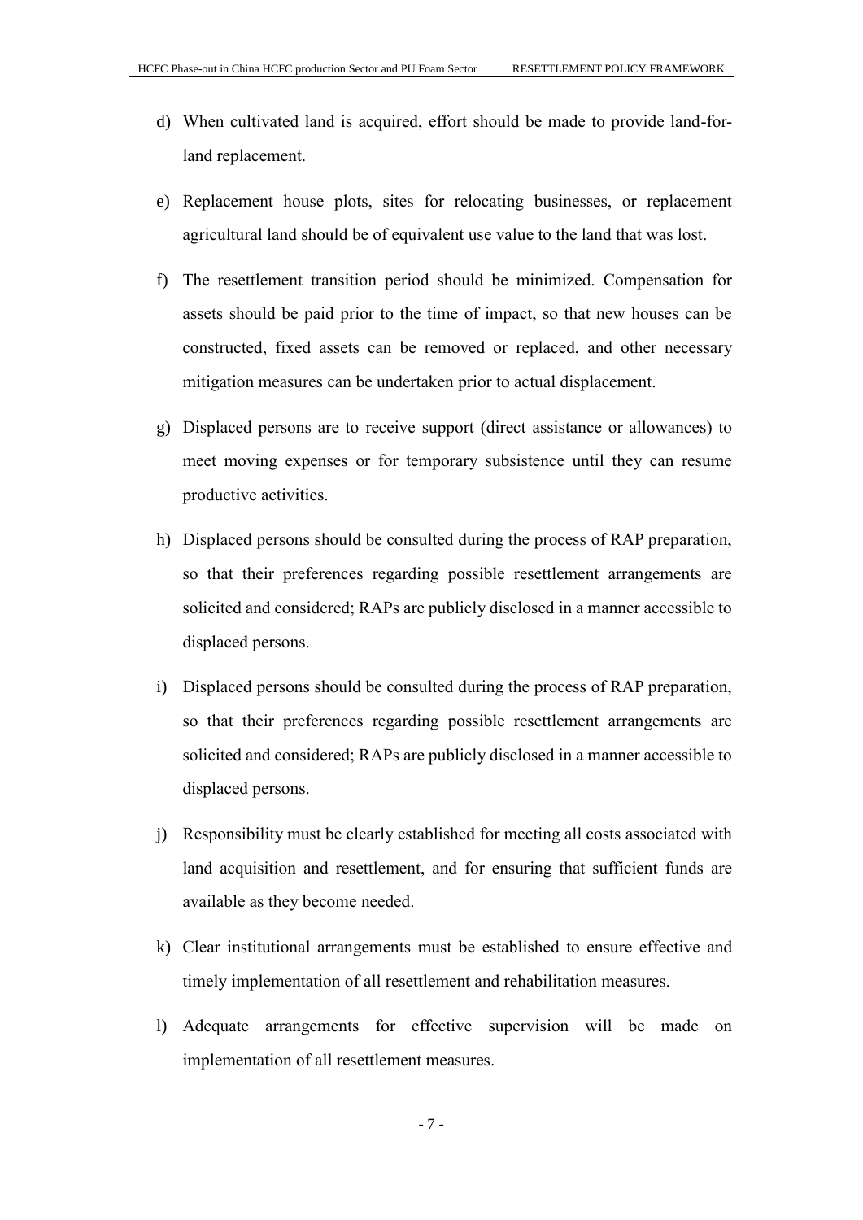d) When cultivated land is acquired, effort should be made to provide land-for-land replacement.

e) Replacement house plots, sites for relocating businesses, or replacement agricultural land should be of equivalent use value to the land that was lost.

f) The resettlement transition period should be minimized. Compensation for assets should be paid prior to the time of impact, so that new houses can be constructed, fixed assets can be removed or replaced, and other necessary mitigation measures can be undertaken prior to actual displacement.

g) Displaced persons are to receive support (direct assistance or allowances) to meet moving expenses or for temporary subsistence until they can resume productive activities.

h) Displaced persons should be consulted during the process of RAP preparation, so that their preferences regarding possible resettlement arrangements are solicited and considered; RAPs are publicly disclosed in a manner accessible to displaced persons.

i) Displaced persons should be consulted during the process of RAP preparation, so that their preferences regarding possible resettlement arrangements are solicited and considered; RAPs are publicly disclosed in a manner accessible to displaced persons.

j) Responsibility must be clearly established for meeting all costs associated with land acquisition and resettlement, and for ensuring that sufficient funds are available as they become needed.

k) Clear institutional arrangements must be established to ensure effective and timely implementation of all resettlement and rehabilitation measures.

l) Adequate arrangements for effective supervision will be made on implementation of all resettlement measures.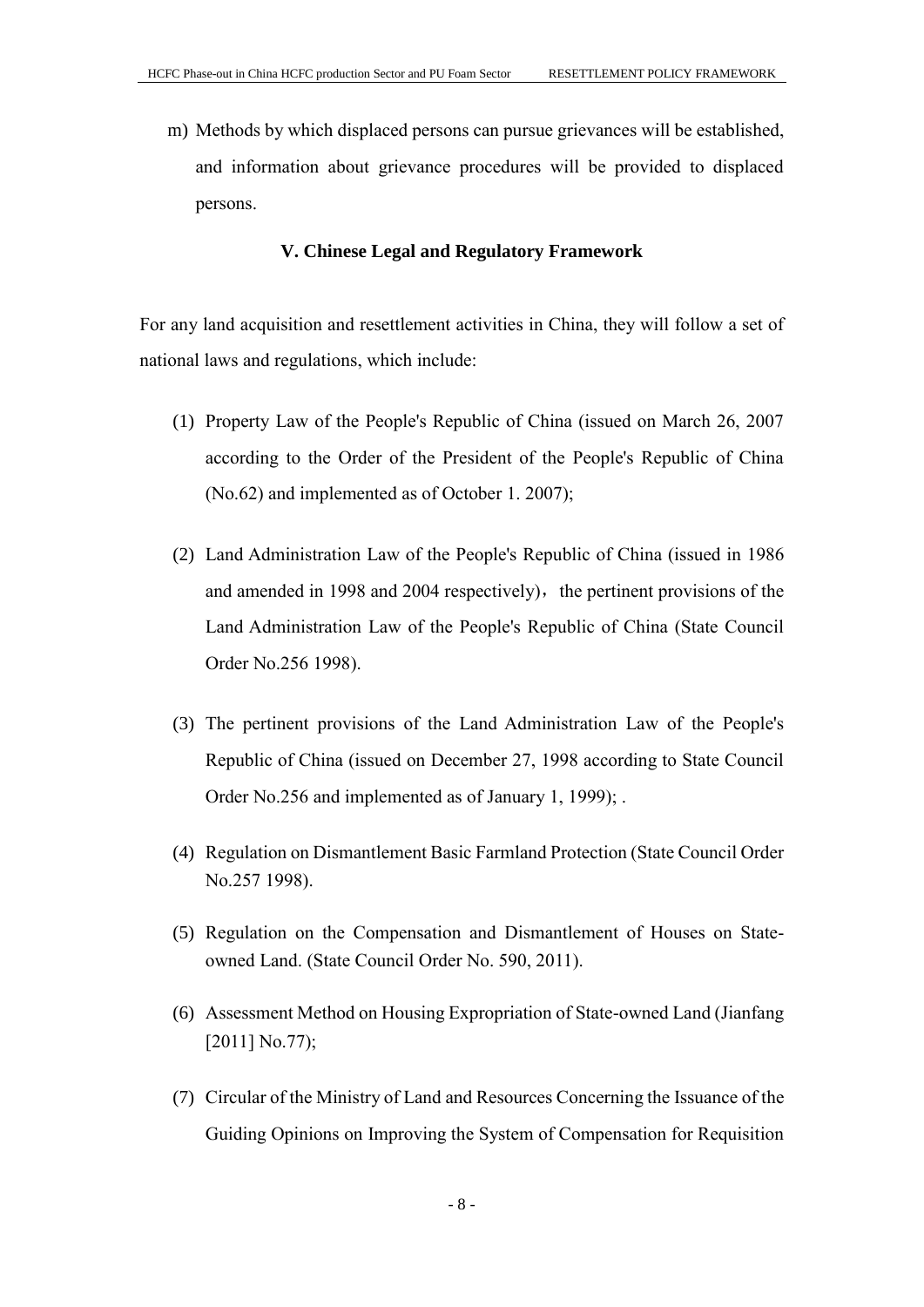m) Methods by which displaced persons can pursue grievances will be established, and information about grievance procedures will be provided to displaced persons.

## V. Chinese Legal and Regulatory Framework

For any land acquisition and resettlement activities in China, they will follow a set of national laws and regulations, which include:

(1) Property Law of the People's Republic of China (issued on March 26, 2007 according to the Order of the President of the People's Republic of China (No.62) and implemented as of October 1. 2007);

(2) Land Administration Law of the People's Republic of China (issued in 1986 and amended in 1998 and 2004 respectively)， the pertinent provisions of the Land Administration Law of the People's Republic of China (State Council Order No.256 1998).

(3) The pertinent provisions of the Land Administration Law of the People's Republic of China (issued on December 27, 1998 according to State Council Order No.256 and implemented as of January 1, 1999); .

(4) Regulation on Dismantlement Basic Farmland Protection (State Council Order No.257 1998).

(5) Regulation on the Compensation and Dismantlement of Houses on State-owned Land. (State Council Order No. 590, 2011).

(6) Assessment Method on Housing Expropriation of State-owned Land (Jianfang [2011] No.77);

(7) Circular of the Ministry of Land and Resources Concerning the Issuance of the Guiding Opinions on Improving the System of Compensation for Requisition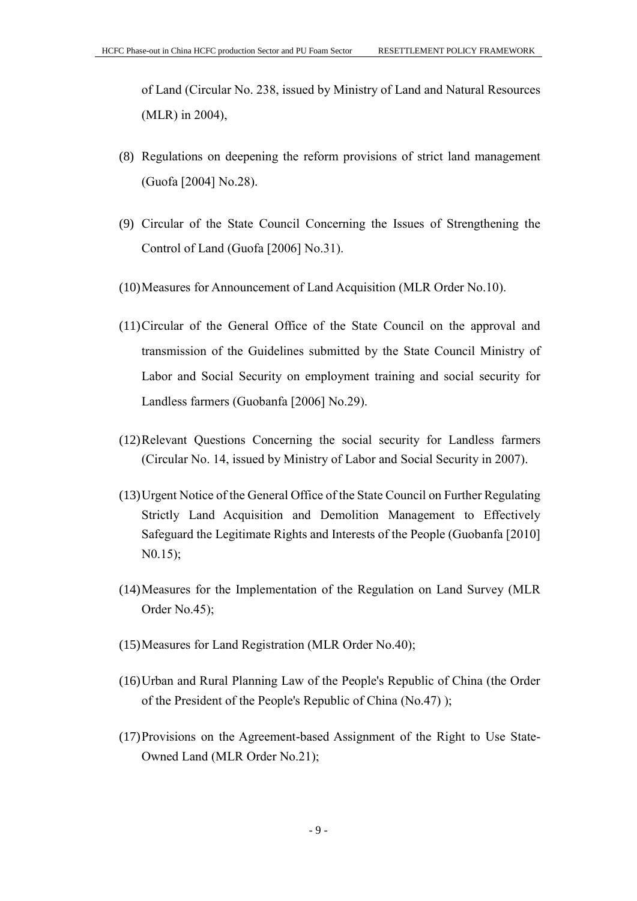of Land (Circular No. 238, issued by Ministry of Land and Natural Resources (MLR) in 2004),

(8) Regulations on deepening the reform provisions of strict land management (Guofa [2004] No.28).

(9) Circular of the State Council Concerning the Issues of Strengthening the Control of Land (Guofa [2006] No.31).

(10) Measures for Announcement of Land Acquisition (MLR Order No.10).

(11) Circular of the General Office of the State Council on the approval and transmission of the Guidelines submitted by the State Council Ministry of Labor and Social Security on employment training and social security for Landless farmers (Guobanfa [2006] No.29).

(12) Relevant Questions Concerning the social security for Landless farmers (Circular No. 14, issued by Ministry of Labor and Social Security in 2007).

(13) Urgent Notice of the General Office of the State Council on Further Regulating Strictly Land Acquisition and Demolition Management to Effectively Safeguard the Legitimate Rights and Interests of the People (Guobanfa [2010] N0.15);

(14) Measures for the Implementation of the Regulation on Land Survey (MLR Order No.45);

(15) Measures for Land Registration (MLR Order No.40);

(16) Urban and Rural Planning Law of the People's Republic of China (the Order of the President of the People's Republic of China (No.47) );

(17) Provisions on the Agreement-based Assignment of the Right to Use State-Owned Land (MLR Order No.21);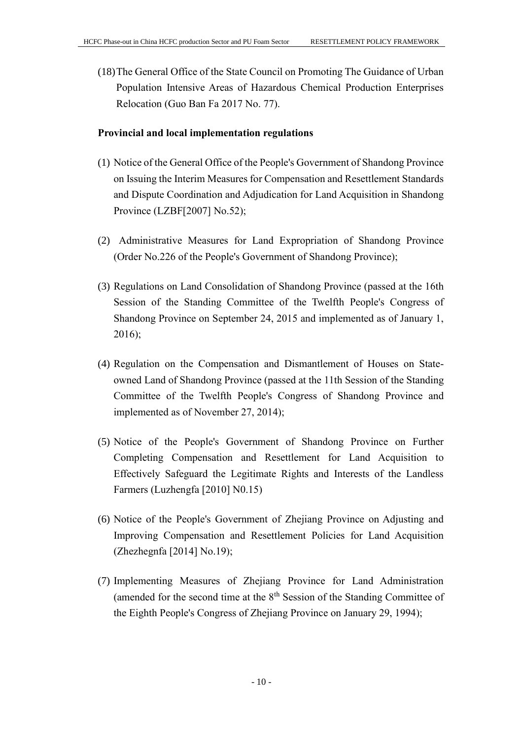(18) The General Office of the State Council on Promoting The Guidance of Urban Population Intensive Areas of Hazardous Chemical Production Enterprises Relocation (Guo Ban Fa 2017 No. 77).

**Provincial and local implementation regulations**

(1) Notice of the General Office of the People's Government of Shandong Province on Issuing the Interim Measures for Compensation and Resettlement Standards and Dispute Coordination and Adjudication for Land Acquisition in Shandong Province (LZBF[2007] No.52);

(2) Administrative Measures for Land Expropriation of Shandong Province (Order No.226 of the People's Government of Shandong Province);

(3) Regulations on Land Consolidation of Shandong Province (passed at the 16th Session of the Standing Committee of the Twelfth People's Congress of Shandong Province on September 24, 2015 and implemented as of January 1, 2016);

(4) Regulation on the Compensation and Dismantlement of Houses on State-owned Land of Shandong Province (passed at the 11th Session of the Standing Committee of the Twelfth People's Congress of Shandong Province and implemented as of November 27, 2014);

(5) Notice of the People's Government of Shandong Province on Further Completing Compensation and Resettlement for Land Acquisition to Effectively Safeguard the Legitimate Rights and Interests of the Landless Farmers (Luzhengfa [2010] N0.15)

(6) Notice of the People's Government of Zhejiang Province on Adjusting and Improving Compensation and Resettlement Policies for Land Acquisition (Zhezhegnfa [2014] No.19);

(7) Implementing Measures of Zhejiang Province for Land Administration (amended for the second time at the 8th Session of the Standing Committee of the Eighth People's Congress of Zhejiang Province on January 29, 1994);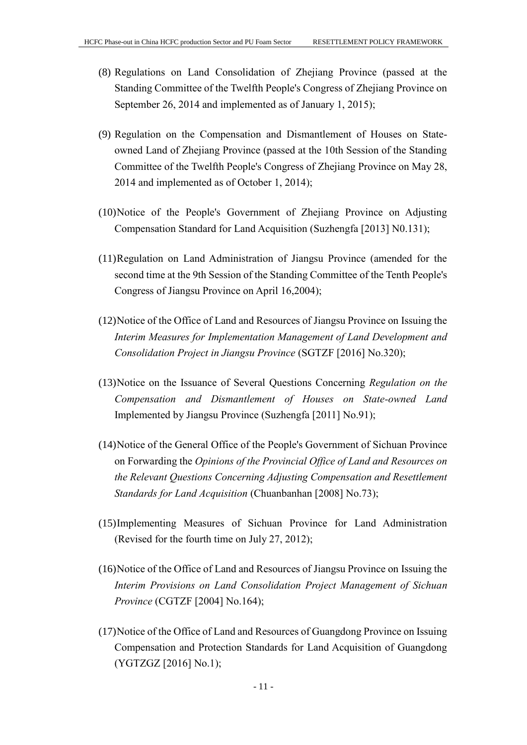(8) Regulations on Land Consolidation of Zhejiang Province (passed at the Standing Committee of the Twelfth People's Congress of Zhejiang Province on September 26, 2014 and implemented as of January 1, 2015);

(9) Regulation on the Compensation and Dismantlement of Houses on State-owned Land of Zhejiang Province (passed at the 10th Session of the Standing Committee of the Twelfth People's Congress of Zhejiang Province on May 28, 2014 and implemented as of October 1, 2014);

(10) Notice of the People's Government of Zhejiang Province on Adjusting Compensation Standard for Land Acquisition (Suzhengfa [2013] N0.131);

(11) Regulation on Land Administration of Jiangsu Province (amended for the second time at the 9th Session of the Standing Committee of the Tenth People's Congress of Jiangsu Province on April 16,2004);

(12) Notice of the Office of Land and Resources of Jiangsu Province on Issuing the *Interim Measures for Implementation Management of Land Development and Consolidation Project in Jiangsu Province* (SGTZF [2016] No.320);

(13) Notice on the Issuance of Several Questions Concerning *Regulation on the Compensation and Dismantlement of Houses on State-owned Land* Implemented by Jiangsu Province (Suzhengfa [2011] No.91);

(14) Notice of the General Office of the People's Government of Sichuan Province on Forwarding the *Opinions of the Provincial Office of Land and Resources on the Relevant Questions Concerning Adjusting Compensation and Resettlement Standards for Land Acquisition* (Chuanbanhan [2008] No.73);

(15) Implementing Measures of Sichuan Province for Land Administration (Revised for the fourth time on July 27, 2012);

(16) Notice of the Office of Land and Resources of Jiangsu Province on Issuing the *Interim Provisions on Land Consolidation Project Management of Sichuan Province* (CGTZF [2004] No.164);

(17) Notice of the Office of Land and Resources of Guangdong Province on Issuing Compensation and Protection Standards for Land Acquisition of Guangdong (YGTZGZ [2016] No.1);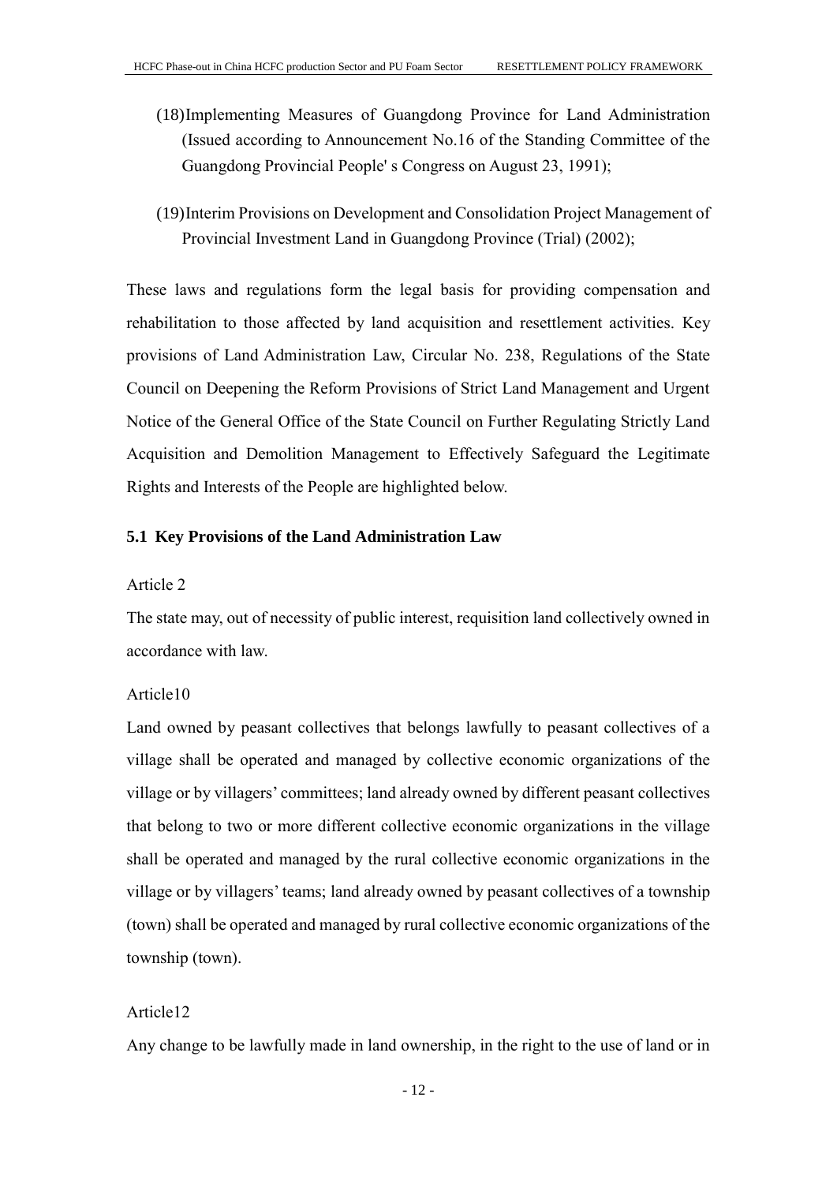(18) Implementing Measures of Guangdong Province for Land Administration (Issued according to Announcement No.16 of the Standing Committee of the Guangdong Provincial People' s Congress on August 23, 1991);

(19) Interim Provisions on Development and Consolidation Project Management of Provincial Investment Land in Guangdong Province (Trial) (2002);

These laws and regulations form the legal basis for providing compensation and rehabilitation to those affected by land acquisition and resettlement activities. Key provisions of Land Administration Law, Circular No. 238, Regulations of the State Council on Deepening the Reform Provisions of Strict Land Management and Urgent Notice of the General Office of the State Council on Further Regulating Strictly Land Acquisition and Demolition Management to Effectively Safeguard the Legitimate Rights and Interests of the People are highlighted below.

### 5.1 Key Provisions of the Land Administration Law

Article 2

The state may, out of necessity of public interest, requisition land collectively owned in accordance with law.

Article10

Land owned by peasant collectives that belongs lawfully to peasant collectives of a village shall be operated and managed by collective economic organizations of the village or by villagers' committees; land already owned by different peasant collectives that belong to two or more different collective economic organizations in the village shall be operated and managed by the rural collective economic organizations in the village or by villagers' teams; land already owned by peasant collectives of a township (town) shall be operated and managed by rural collective economic organizations of the township (town).

Article12

Any change to be lawfully made in land ownership, in the right to the use of land or in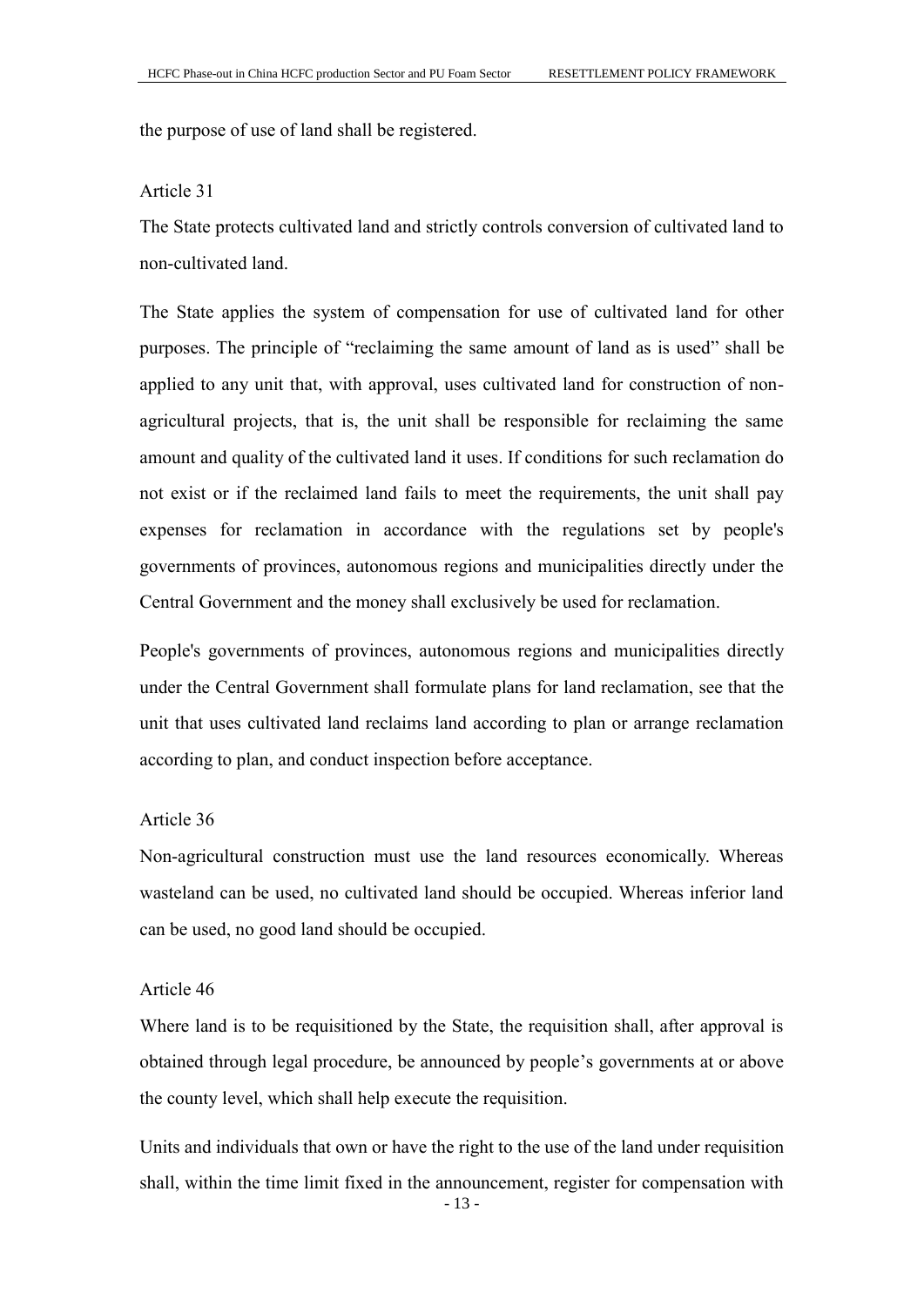the purpose of use of land shall be registered.

Article 31

The State protects cultivated land and strictly controls conversion of cultivated land to non-cultivated land.

The State applies the system of compensation for use of cultivated land for other purposes. The principle of “reclaiming the same amount of land as is used” shall be applied to any unit that, with approval, uses cultivated land for construction of non-agricultural projects, that is, the unit shall be responsible for reclaiming the same amount and quality of the cultivated land it uses. If conditions for such reclamation do not exist or if the reclaimed land fails to meet the requirements, the unit shall pay expenses for reclamation in accordance with the regulations set by people's governments of provinces, autonomous regions and municipalities directly under the Central Government and the money shall exclusively be used for reclamation.

People's governments of provinces, autonomous regions and municipalities directly under the Central Government shall formulate plans for land reclamation, see that the unit that uses cultivated land reclaims land according to plan or arrange reclamation according to plan, and conduct inspection before acceptance.

Article 36

Non-agricultural construction must use the land resources economically. Whereas wasteland can be used, no cultivated land should be occupied. Whereas inferior land can be used, no good land should be occupied.

Article 46

Where land is to be requisitioned by the State, the requisition shall, after approval is obtained through legal procedure, be announced by people’s governments at or above the county level, which shall help execute the requisition.

Units and individuals that own or have the right to the use of the land under requisition shall, within the time limit fixed in the announcement, register for compensation with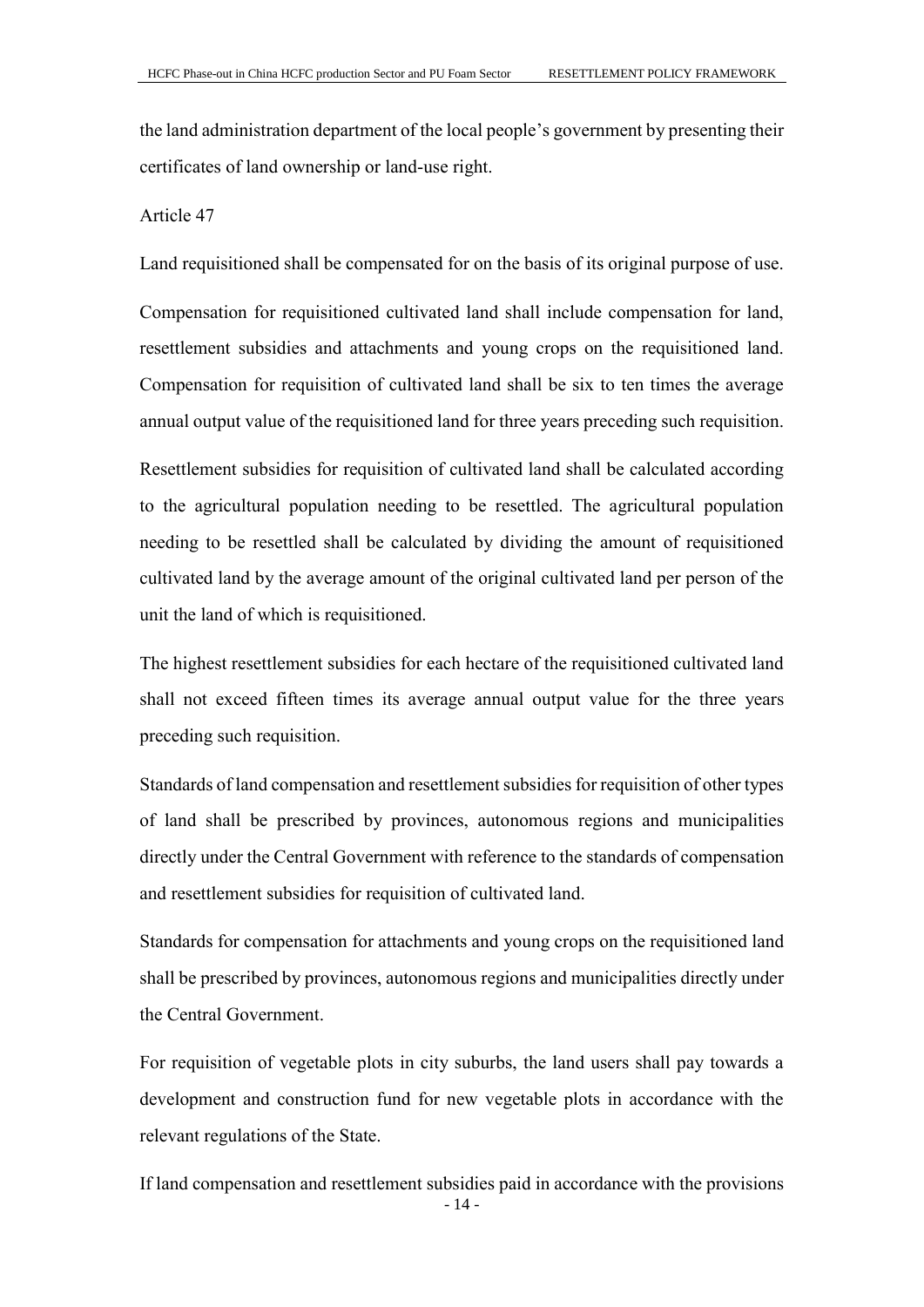the land administration department of the local people's government by presenting their certificates of land ownership or land-use right.

Article 47

Land requisitioned shall be compensated for on the basis of its original purpose of use.

Compensation for requisitioned cultivated land shall include compensation for land, resettlement subsidies and attachments and young crops on the requisitioned land. Compensation for requisition of cultivated land shall be six to ten times the average annual output value of the requisitioned land for three years preceding such requisition.

Resettlement subsidies for requisition of cultivated land shall be calculated according to the agricultural population needing to be resettled. The agricultural population needing to be resettled shall be calculated by dividing the amount of requisitioned cultivated land by the average amount of the original cultivated land per person of the unit the land of which is requisitioned.

The highest resettlement subsidies for each hectare of the requisitioned cultivated land shall not exceed fifteen times its average annual output value for the three years preceding such requisition.

Standards of land compensation and resettlement subsidies for requisition of other types of land shall be prescribed by provinces, autonomous regions and municipalities directly under the Central Government with reference to the standards of compensation and resettlement subsidies for requisition of cultivated land.

Standards for compensation for attachments and young crops on the requisitioned land shall be prescribed by provinces, autonomous regions and municipalities directly under the Central Government.

For requisition of vegetable plots in city suburbs, the land users shall pay towards a development and construction fund for new vegetable plots in accordance with the relevant regulations of the State.

If land compensation and resettlement subsidies paid in accordance with the provisions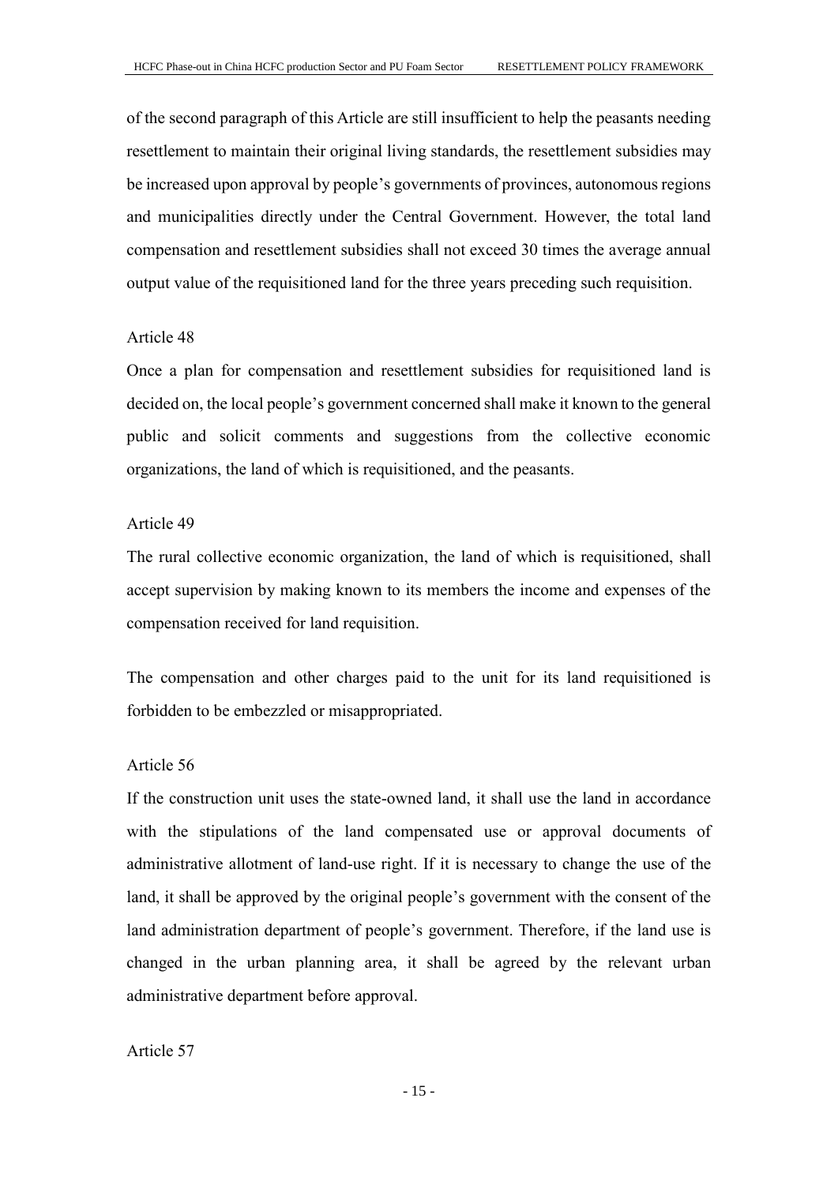of the second paragraph of this Article are still insufficient to help the peasants needing resettlement to maintain their original living standards, the resettlement subsidies may be increased upon approval by people's governments of provinces, autonomous regions and municipalities directly under the Central Government. However, the total land compensation and resettlement subsidies shall not exceed 30 times the average annual output value of the requisitioned land for the three years preceding such requisition.

Article 48

Once a plan for compensation and resettlement subsidies for requisitioned land is decided on, the local people's government concerned shall make it known to the general public and solicit comments and suggestions from the collective economic organizations, the land of which is requisitioned, and the peasants.

Article 49

The rural collective economic organization, the land of which is requisitioned, shall accept supervision by making known to its members the income and expenses of the compensation received for land requisition.

The compensation and other charges paid to the unit for its land requisitioned is forbidden to be embezzled or misappropriated.

Article 56

If the construction unit uses the state-owned land, it shall use the land in accordance with the stipulations of the land compensated use or approval documents of administrative allotment of land-use right. If it is necessary to change the use of the land, it shall be approved by the original people's government with the consent of the land administration department of people's government. Therefore, if the land use is changed in the urban planning area, it shall be agreed by the relevant urban administrative department before approval.

Article 57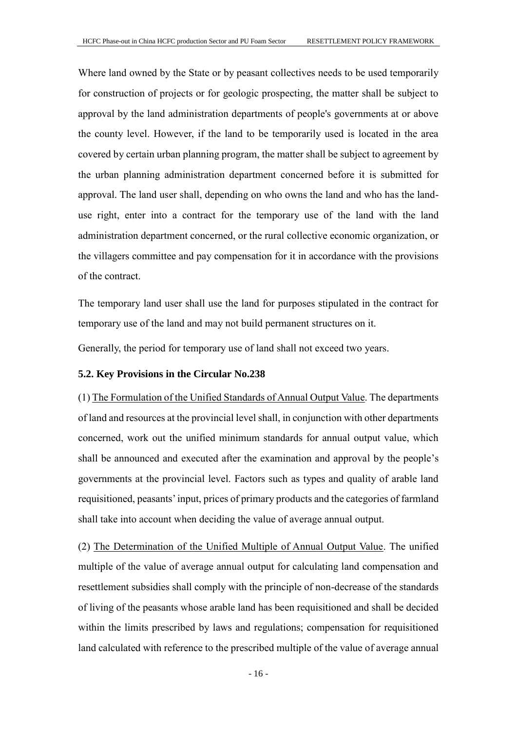Where land owned by the State or by peasant collectives needs to be used temporarily for construction of projects or for geologic prospecting, the matter shall be subject to approval by the land administration departments of people's governments at or above the county level. However, if the land to be temporarily used is located in the area covered by certain urban planning program, the matter shall be subject to agreement by the urban planning administration department concerned before it is submitted for approval. The land user shall, depending on who owns the land and who has the land-use right, enter into a contract for the temporary use of the land with the land administration department concerned, or the rural collective economic organization, or the villagers committee and pay compensation for it in accordance with the provisions of the contract.

The temporary land user shall use the land for purposes stipulated in the contract for temporary use of the land and may not build permanent structures on it.

Generally, the period for temporary use of land shall not exceed two years.

### 5.2. Key Provisions in the Circular No.238

(1) The Formulation of the Unified Standards of Annual Output Value. The departments of land and resources at the provincial level shall, in conjunction with other departments concerned, work out the unified minimum standards for annual output value, which shall be announced and executed after the examination and approval by the people's governments at the provincial level. Factors such as types and quality of arable land requisitioned, peasants' input, prices of primary products and the categories of farmland shall take into account when deciding the value of average annual output.

(2) The Determination of the Unified Multiple of Annual Output Value. The unified multiple of the value of average annual output for calculating land compensation and resettlement subsidies shall comply with the principle of non-decrease of the standards of living of the peasants whose arable land has been requisitioned and shall be decided within the limits prescribed by laws and regulations; compensation for requisitioned land calculated with reference to the prescribed multiple of the value of average annual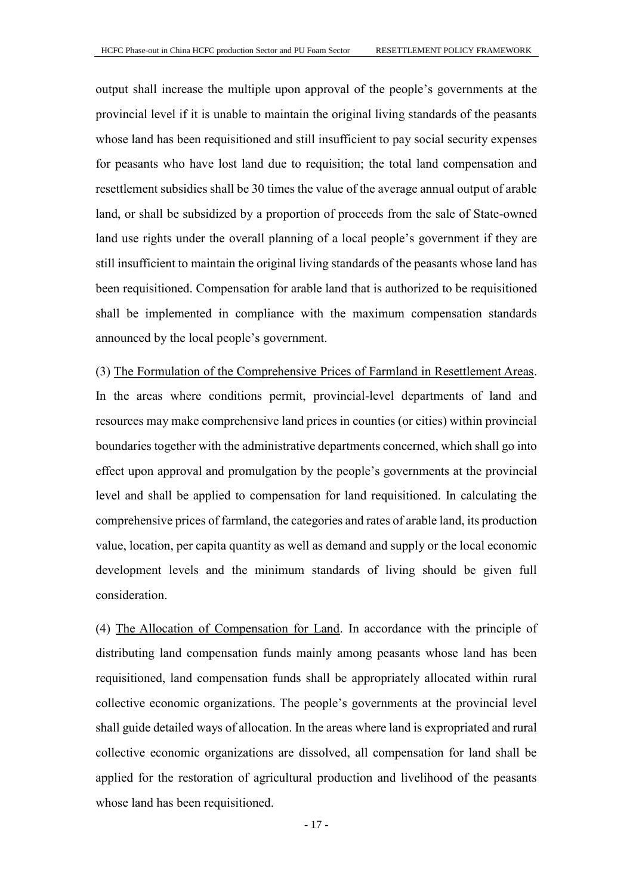output shall increase the multiple upon approval of the people's governments at the provincial level if it is unable to maintain the original living standards of the peasants whose land has been requisitioned and still insufficient to pay social security expenses for peasants who have lost land due to requisition; the total land compensation and resettlement subsidies shall be 30 times the value of the average annual output of arable land, or shall be subsidized by a proportion of proceeds from the sale of State-owned land use rights under the overall planning of a local people's government if they are still insufficient to maintain the original living standards of the peasants whose land has been requisitioned. Compensation for arable land that is authorized to be requisitioned shall be implemented in compliance with the maximum compensation standards announced by the local people's government.

(3) The Formulation of the Comprehensive Prices of Farmland in Resettlement Areas. In the areas where conditions permit, provincial-level departments of land and resources may make comprehensive land prices in counties (or cities) within provincial boundaries together with the administrative departments concerned, which shall go into effect upon approval and promulgation by the people's governments at the provincial level and shall be applied to compensation for land requisitioned. In calculating the comprehensive prices of farmland, the categories and rates of arable land, its production value, location, per capita quantity as well as demand and supply or the local economic development levels and the minimum standards of living should be given full consideration.

(4) The Allocation of Compensation for Land. In accordance with the principle of distributing land compensation funds mainly among peasants whose land has been requisitioned, land compensation funds shall be appropriately allocated within rural collective economic organizations. The people's governments at the provincial level shall guide detailed ways of allocation. In the areas where land is expropriated and rural collective economic organizations are dissolved, all compensation for land shall be applied for the restoration of agricultural production and livelihood of the peasants whose land has been requisitioned.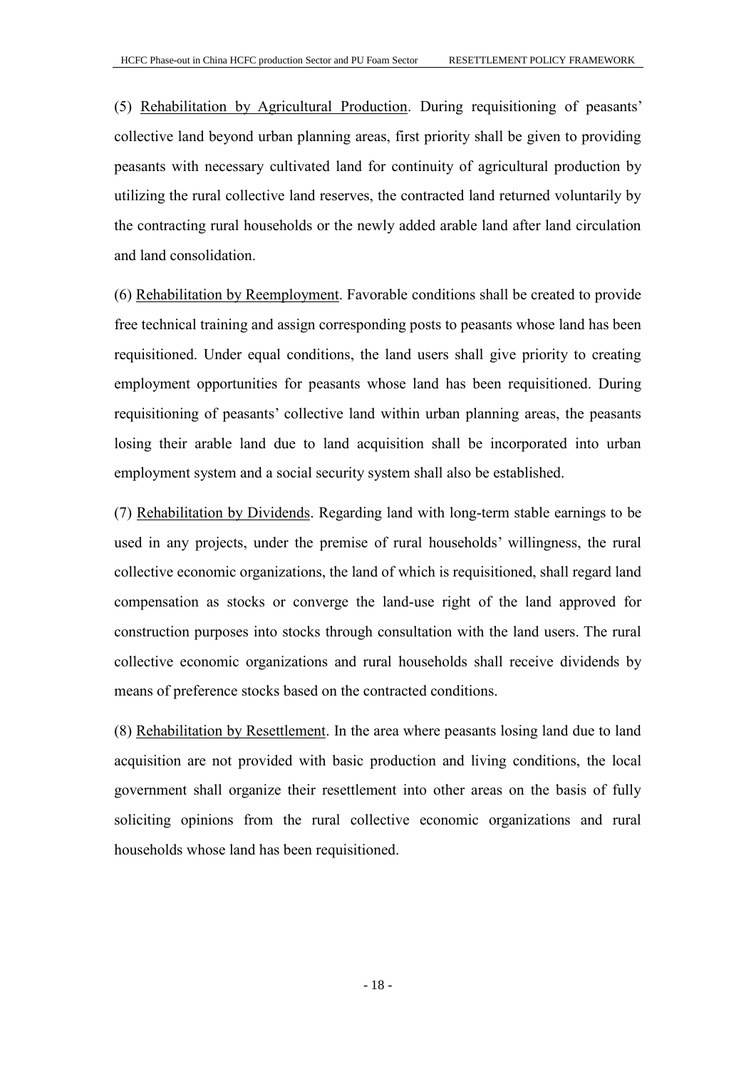(5) Rehabilitation by Agricultural Production. During requisitioning of peasants' collective land beyond urban planning areas, first priority shall be given to providing peasants with necessary cultivated land for continuity of agricultural production by utilizing the rural collective land reserves, the contracted land returned voluntarily by the contracting rural households or the newly added arable land after land circulation and land consolidation.

(6) Rehabilitation by Reemployment. Favorable conditions shall be created to provide free technical training and assign corresponding posts to peasants whose land has been requisitioned. Under equal conditions, the land users shall give priority to creating employment opportunities for peasants whose land has been requisitioned. During requisitioning of peasants' collective land within urban planning areas, the peasants losing their arable land due to land acquisition shall be incorporated into urban employment system and a social security system shall also be established.

(7) Rehabilitation by Dividends. Regarding land with long-term stable earnings to be used in any projects, under the premise of rural households' willingness, the rural collective economic organizations, the land of which is requisitioned, shall regard land compensation as stocks or converge the land-use right of the land approved for construction purposes into stocks through consultation with the land users. The rural collective economic organizations and rural households shall receive dividends by means of preference stocks based on the contracted conditions.

(8) Rehabilitation by Resettlement. In the area where peasants losing land due to land acquisition are not provided with basic production and living conditions, the local government shall organize their resettlement into other areas on the basis of fully soliciting opinions from the rural collective economic organizations and rural households whose land has been requisitioned.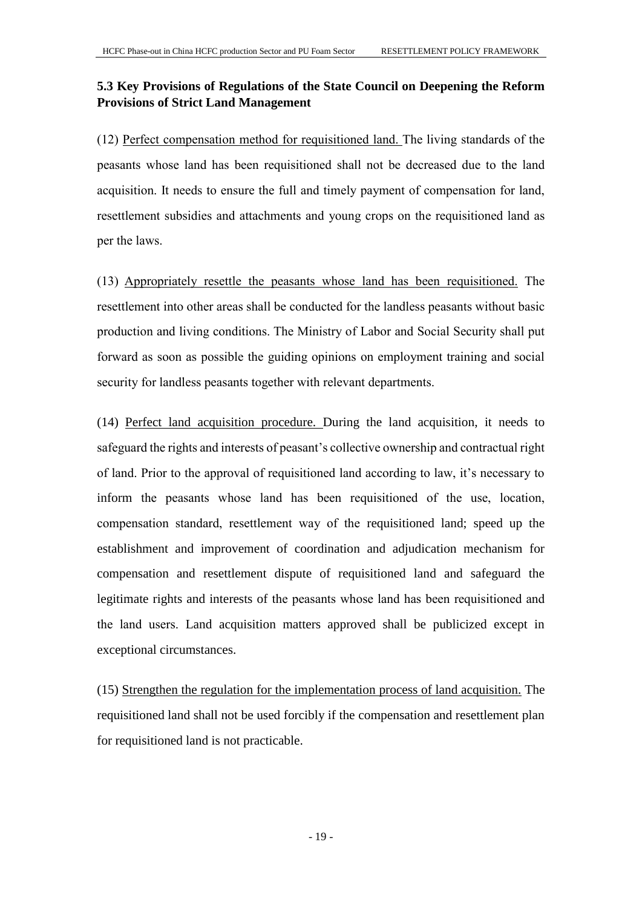### 5.3 Key Provisions of Regulations of the State Council on Deepening the Reform Provisions of Strict Land Management

(12) Perfect compensation method for requisitioned land. The living standards of the peasants whose land has been requisitioned shall not be decreased due to the land acquisition. It needs to ensure the full and timely payment of compensation for land, resettlement subsidies and attachments and young crops on the requisitioned land as per the laws.

(13) Appropriately resettle the peasants whose land has been requisitioned. The resettlement into other areas shall be conducted for the landless peasants without basic production and living conditions. The Ministry of Labor and Social Security shall put forward as soon as possible the guiding opinions on employment training and social security for landless peasants together with relevant departments.

(14) Perfect land acquisition procedure. During the land acquisition, it needs to safeguard the rights and interests of peasant's collective ownership and contractual right of land. Prior to the approval of requisitioned land according to law, it's necessary to inform the peasants whose land has been requisitioned of the use, location, compensation standard, resettlement way of the requisitioned land; speed up the establishment and improvement of coordination and adjudication mechanism for compensation and resettlement dispute of requisitioned land and safeguard the legitimate rights and interests of the peasants whose land has been requisitioned and the land users. Land acquisition matters approved shall be publicized except in exceptional circumstances.

(15) Strengthen the regulation for the implementation process of land acquisition. The requisitioned land shall not be used forcibly if the compensation and resettlement plan for requisitioned land is not practicable.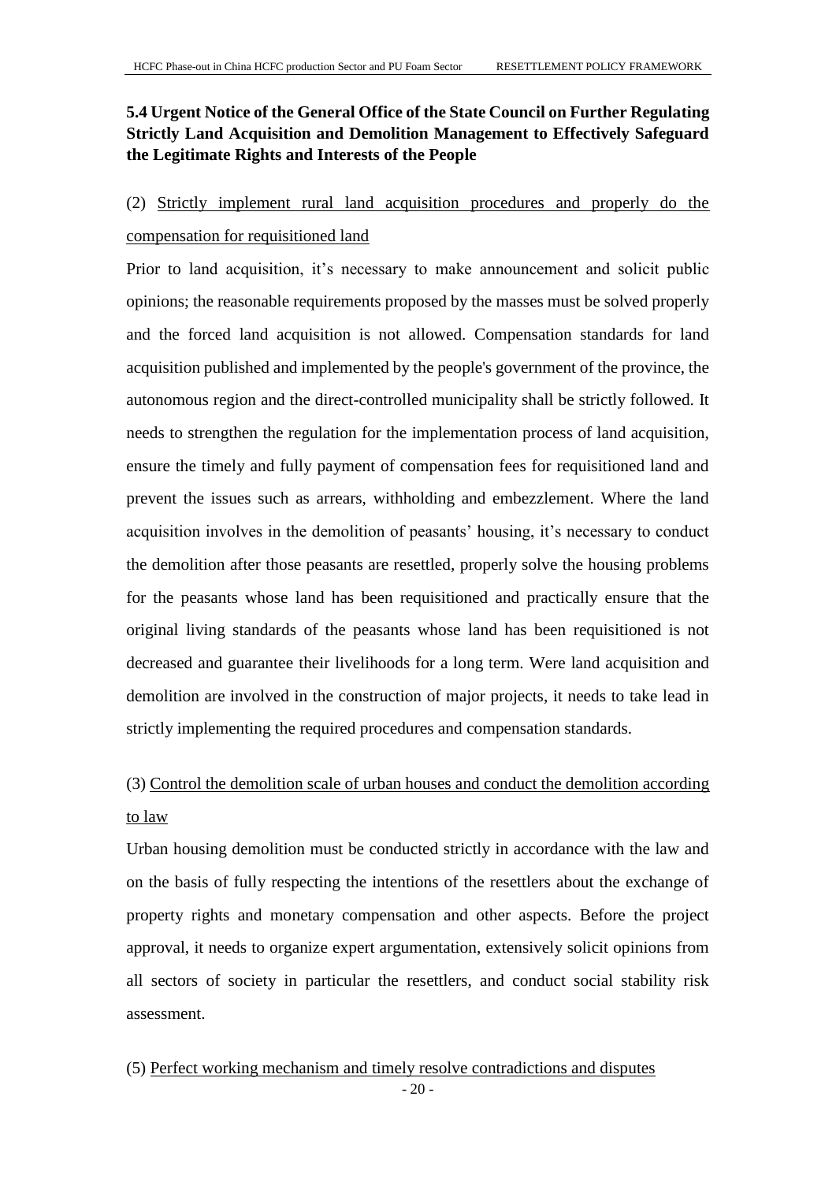### 5.4 Urgent Notice of the General Office of the State Council on Further Regulating Strictly Land Acquisition and Demolition Management to Effectively Safeguard the Legitimate Rights and Interests of the People

(2) <u>Strictly implement rural land acquisition procedures and properly do the compensation for requisitioned land</u>

Prior to land acquisition, it's necessary to make announcement and solicit public opinions; the reasonable requirements proposed by the masses must be solved properly and the forced land acquisition is not allowed. Compensation standards for land acquisition published and implemented by the people's government of the province, the autonomous region and the direct-controlled municipality shall be strictly followed. It needs to strengthen the regulation for the implementation process of land acquisition, ensure the timely and fully payment of compensation fees for requisitioned land and prevent the issues such as arrears, withholding and embezzlement. Where the land acquisition involves in the demolition of peasants' housing, it's necessary to conduct the demolition after those peasants are resettled, properly solve the housing problems for the peasants whose land has been requisitioned and practically ensure that the original living standards of the peasants whose land has been requisitioned is not decreased and guarantee their livelihoods for a long term. Were land acquisition and demolition are involved in the construction of major projects, it needs to take lead in strictly implementing the required procedures and compensation standards.

(3) <u>Control the demolition scale of urban houses and conduct the demolition according to law</u>

Urban housing demolition must be conducted strictly in accordance with the law and on the basis of fully respecting the intentions of the resettlers about the exchange of property rights and monetary compensation and other aspects. Before the project approval, it needs to organize expert argumentation, extensively solicit opinions from all sectors of society in particular the resettlers, and conduct social stability risk assessment.

(5) <u>Perfect working mechanism and timely resolve contradictions and disputes</u>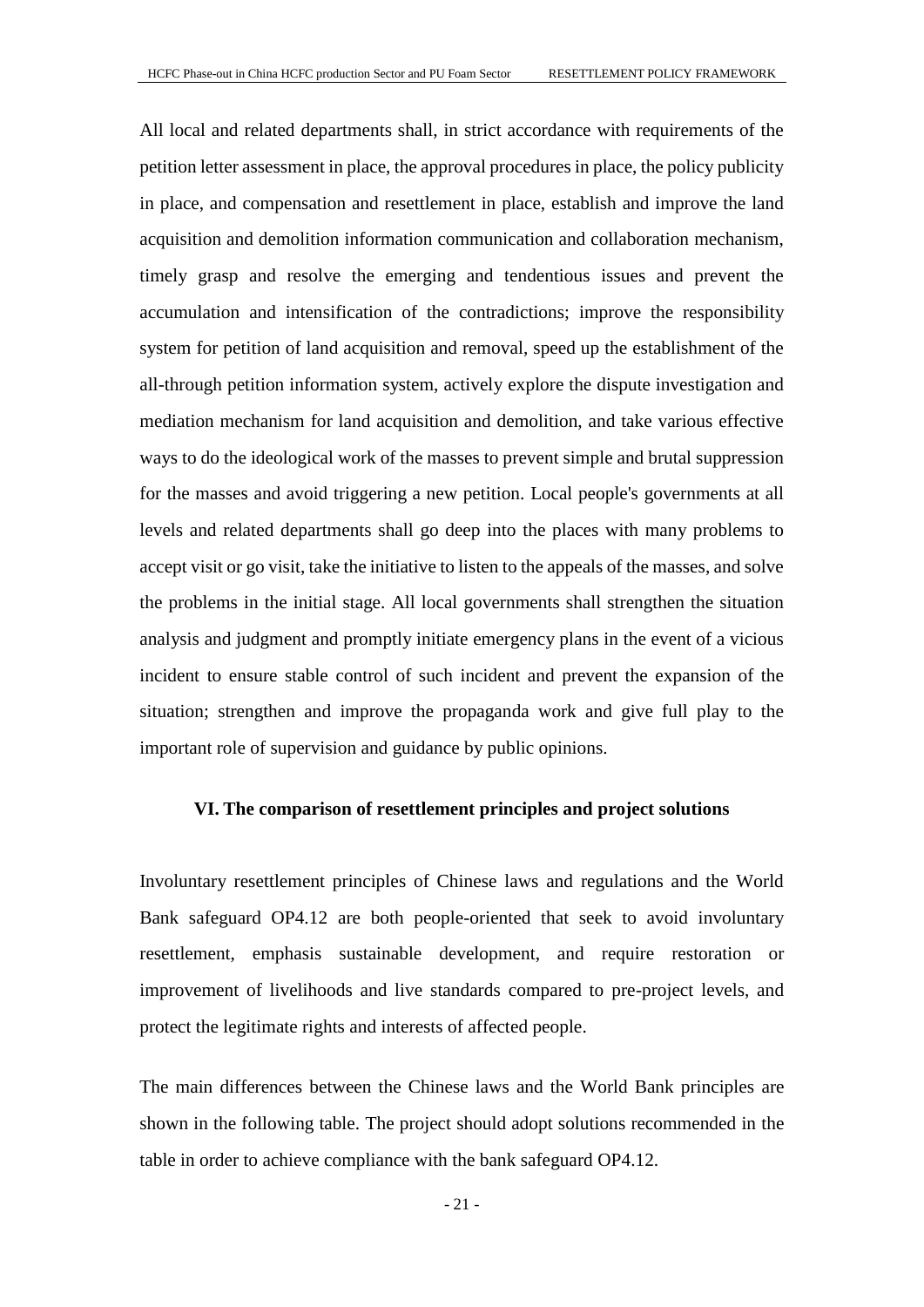All local and related departments shall, in strict accordance with requirements of the petition letter assessment in place, the approval procedures in place, the policy publicity in place, and compensation and resettlement in place, establish and improve the land acquisition and demolition information communication and collaboration mechanism, timely grasp and resolve the emerging and tendentious issues and prevent the accumulation and intensification of the contradictions; improve the responsibility system for petition of land acquisition and removal, speed up the establishment of the all-through petition information system, actively explore the dispute investigation and mediation mechanism for land acquisition and demolition, and take various effective ways to do the ideological work of the masses to prevent simple and brutal suppression for the masses and avoid triggering a new petition. Local people's governments at all levels and related departments shall go deep into the places with many problems to accept visit or go visit, take the initiative to listen to the appeals of the masses, and solve the problems in the initial stage. All local governments shall strengthen the situation analysis and judgment and promptly initiate emergency plans in the event of a vicious incident to ensure stable control of such incident and prevent the expansion of the situation; strengthen and improve the propaganda work and give full play to the important role of supervision and guidance by public opinions.

## VI. The comparison of resettlement principles and project solutions

Involuntary resettlement principles of Chinese laws and regulations and the World Bank safeguard OP4.12 are both people-oriented that seek to avoid involuntary resettlement, emphasis sustainable development, and require restoration or improvement of livelihoods and live standards compared to pre-project levels, and protect the legitimate rights and interests of affected people.

The main differences between the Chinese laws and the World Bank principles are shown in the following table. The project should adopt solutions recommended in the table in order to achieve compliance with the bank safeguard OP4.12.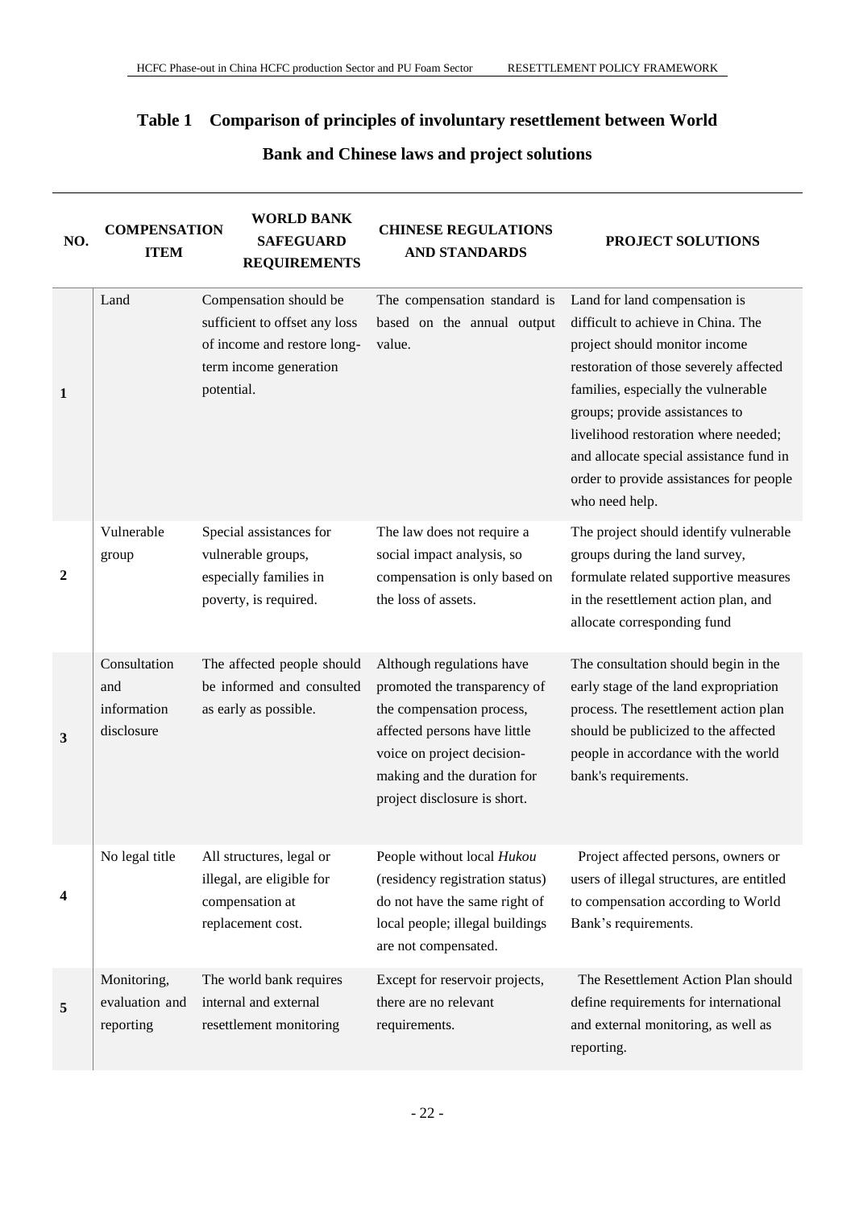**Table 1 Comparison of principles of involuntary resettlement between World Bank and Chinese laws and project solutions**

| NO. | COMPENSATION ITEM | WORLD BANK SAFEGUARD REQUIREMENTS | CHINESE REGULATIONS AND STANDARDS | PROJECT SOLUTIONS |
|---|---|---|---|---|
| 1 | Land | Compensation should be sufficient to offset any loss of income and restore long-term income generation potential. | The compensation standard is based on the annual output value. | Land for land compensation is difficult to achieve in China. The project should monitor income restoration of those severely affected families, especially the vulnerable groups; provide assistances to livelihood restoration where needed; and allocate special assistance fund in order to provide assistances for people who need help. |
| 2 | Vulnerable group | Special assistances for vulnerable groups, especially families in poverty, is required. | The law does not require a social impact analysis, so compensation is only based on the loss of assets. | The project should identify vulnerable groups during the land survey, formulate related supportive measures in the resettlement action plan, and allocate corresponding fund |
| 3 | Consultation and information disclosure | The affected people should be informed and consulted as early as possible. | Although regulations have promoted the transparency of the compensation process, affected persons have little voice on project decision-making and the duration for project disclosure is short. | The consultation should begin in the early stage of the land expropriation process. The resettlement action plan should be publicized to the affected people in accordance with the world bank's requirements. |
| 4 | No legal title | All structures, legal or illegal, are eligible for compensation at replacement cost. | People without local *Hukou* (residency registration status) do not have the same right of local people; illegal buildings are not compensated. | Project affected persons, owners or users of illegal structures, are entitled to compensation according to World Bank's requirements. |
| 5 | Monitoring, evaluation and reporting | The world bank requires internal and external resettlement monitoring | Except for reservoir projects, there are no relevant requirements. | The Resettlement Action Plan should define requirements for international and external monitoring, as well as reporting. |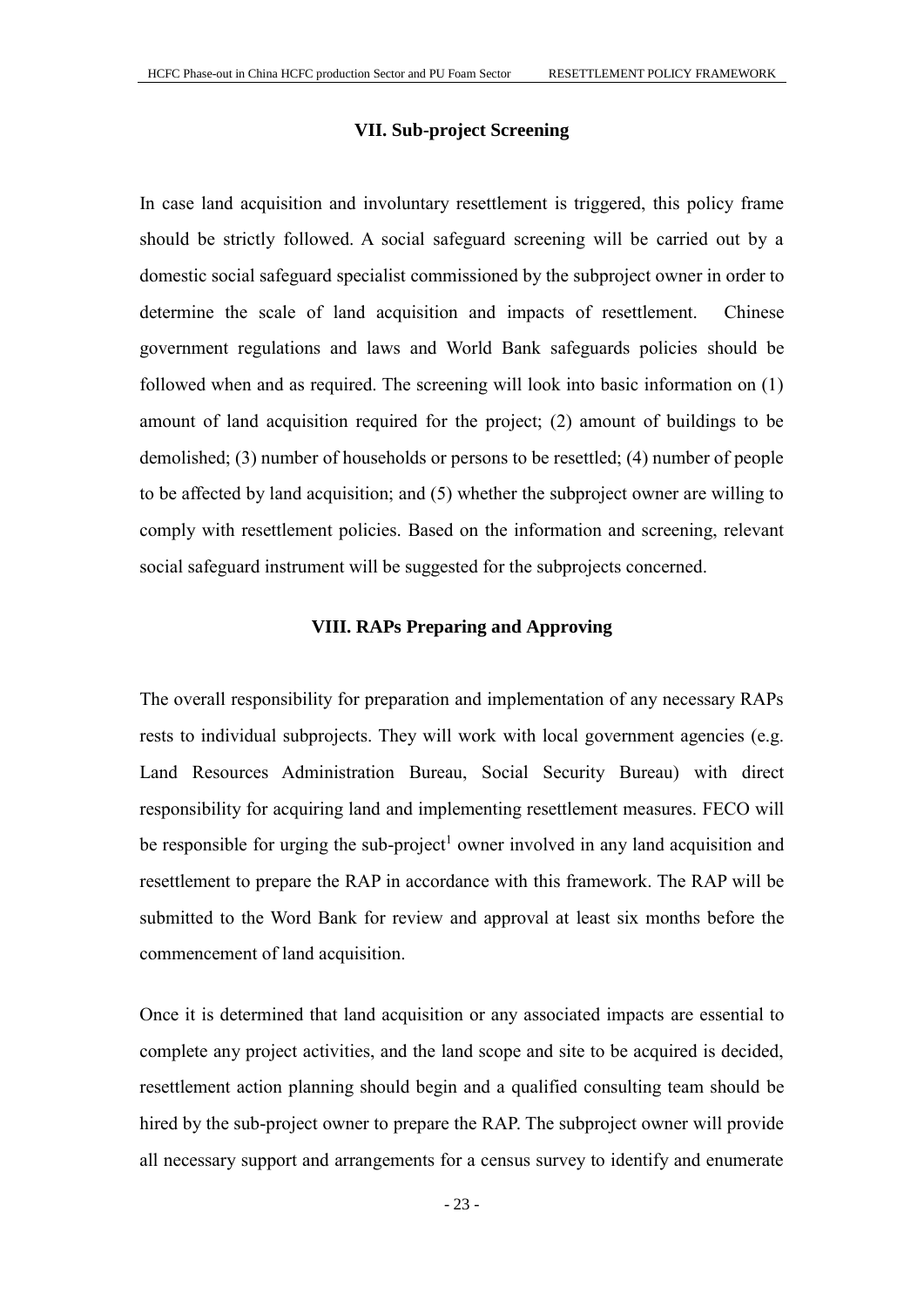## VII. Sub-project Screening

In case land acquisition and involuntary resettlement is triggered, this policy frame should be strictly followed. A social safeguard screening will be carried out by a domestic social safeguard specialist commissioned by the subproject owner in order to determine the scale of land acquisition and impacts of resettlement. Chinese government regulations and laws and World Bank safeguards policies should be followed when and as required. The screening will look into basic information on (1) amount of land acquisition required for the project; (2) amount of buildings to be demolished; (3) number of households or persons to be resettled; (4) number of people to be affected by land acquisition; and (5) whether the subproject owner are willing to comply with resettlement policies. Based on the information and screening, relevant social safeguard instrument will be suggested for the subprojects concerned.

## VIII. RAPs Preparing and Approving

The overall responsibility for preparation and implementation of any necessary RAPs rests to individual subprojects. They will work with local government agencies (e.g. Land Resources Administration Bureau, Social Security Bureau) with direct responsibility for acquiring land and implementing resettlement measures. FECO will be responsible for urging the sub-project[1] owner involved in any land acquisition and resettlement to prepare the RAP in accordance with this framework. The RAP will be submitted to the Word Bank for review and approval at least six months before the commencement of land acquisition.

Once it is determined that land acquisition or any associated impacts are essential to complete any project activities, and the land scope and site to be acquired is decided, resettlement action planning should begin and a qualified consulting team should be hired by the sub-project owner to prepare the RAP. The subproject owner will provide all necessary support and arrangements for a census survey to identify and enumerate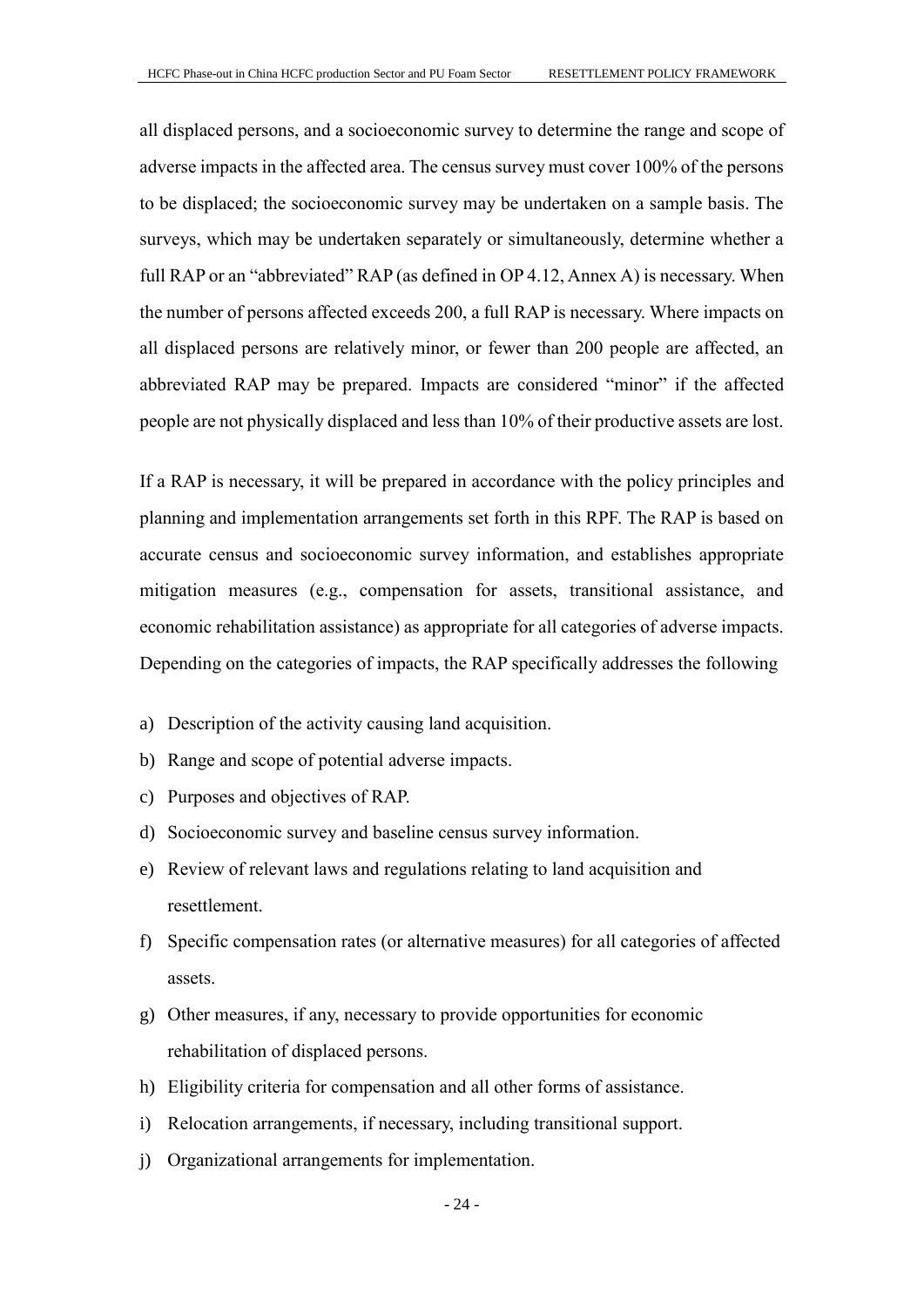all displaced persons, and a socioeconomic survey to determine the range and scope of adverse impacts in the affected area. The census survey must cover 100% of the persons to be displaced; the socioeconomic survey may be undertaken on a sample basis. The surveys, which may be undertaken separately or simultaneously, determine whether a full RAP or an "abbreviated" RAP (as defined in OP 4.12, Annex A) is necessary. When the number of persons affected exceeds 200, a full RAP is necessary. Where impacts on all displaced persons are relatively minor, or fewer than 200 people are affected, an abbreviated RAP may be prepared. Impacts are considered "minor" if the affected people are not physically displaced and less than 10% of their productive assets are lost.

If a RAP is necessary, it will be prepared in accordance with the policy principles and planning and implementation arrangements set forth in this RPF. The RAP is based on accurate census and socioeconomic survey information, and establishes appropriate mitigation measures (e.g., compensation for assets, transitional assistance, and economic rehabilitation assistance) as appropriate for all categories of adverse impacts. Depending on the categories of impacts, the RAP specifically addresses the following

a) Description of the activity causing land acquisition.
b) Range and scope of potential adverse impacts.
c) Purposes and objectives of RAP.
d) Socioeconomic survey and baseline census survey information.
e) Review of relevant laws and regulations relating to land acquisition and resettlement.
f) Specific compensation rates (or alternative measures) for all categories of affected assets.
g) Other measures, if any, necessary to provide opportunities for economic rehabilitation of displaced persons.
h) Eligibility criteria for compensation and all other forms of assistance.
i) Relocation arrangements, if necessary, including transitional support.
j) Organizational arrangements for implementation.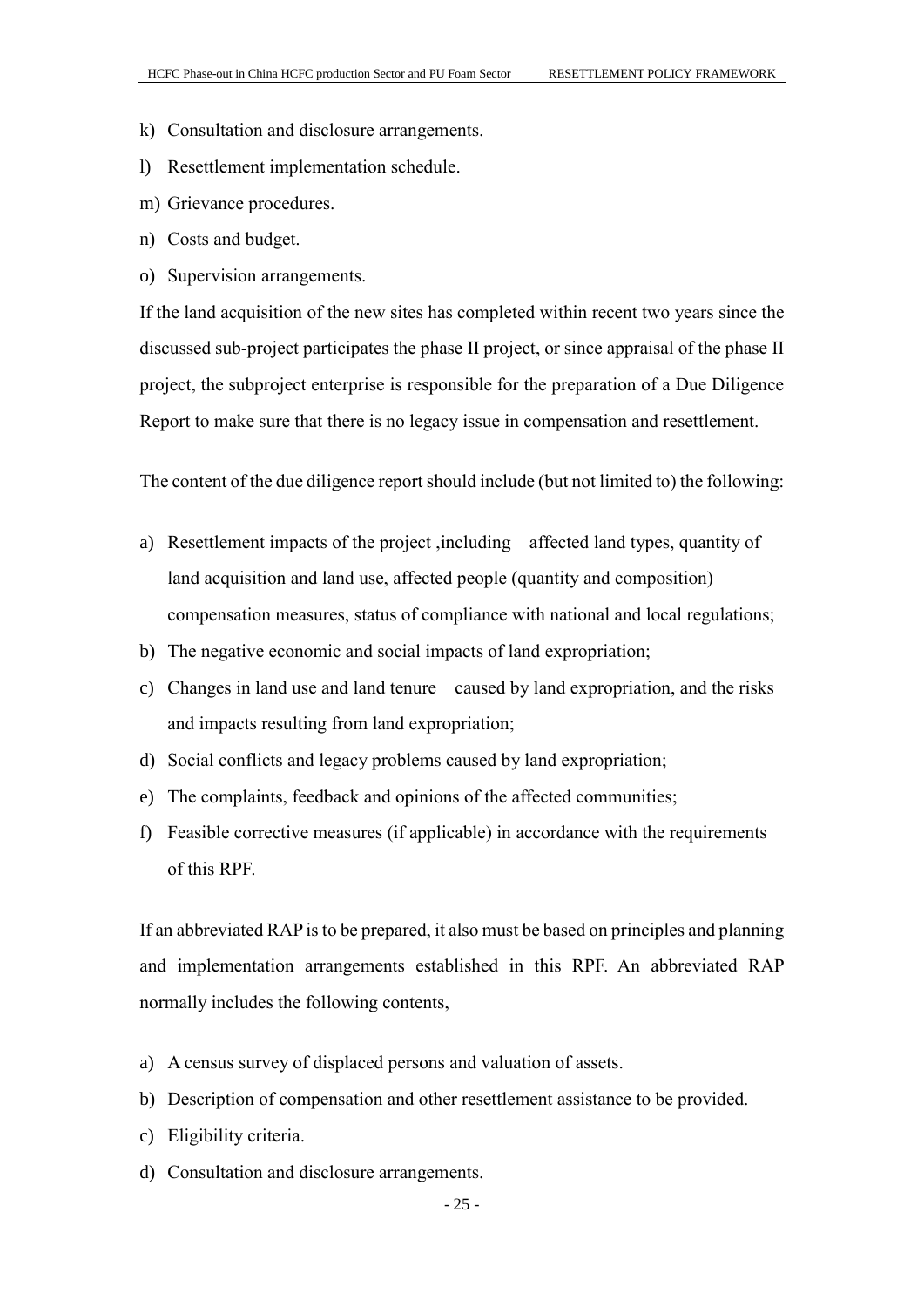k) Consultation and disclosure arrangements.

l) Resettlement implementation schedule.

m) Grievance procedures.

n) Costs and budget.

o) Supervision arrangements.

If the land acquisition of the new sites has completed within recent two years since the discussed sub-project participates the phase II project, or since appraisal of the phase II project, the subproject enterprise is responsible for the preparation of a Due Diligence Report to make sure that there is no legacy issue in compensation and resettlement.

The content of the due diligence report should include (but not limited to) the following:

a) Resettlement impacts of the project ,including affected land types, quantity of land acquisition and land use, affected people (quantity and composition) compensation measures, status of compliance with national and local regulations;
b) The negative economic and social impacts of land expropriation;
c) Changes in land use and land tenure caused by land expropriation, and the risks and impacts resulting from land expropriation;
d) Social conflicts and legacy problems caused by land expropriation;
e) The complaints, feedback and opinions of the affected communities;
f) Feasible corrective measures (if applicable) in accordance with the requirements of this RPF.

If an abbreviated RAP is to be prepared, it also must be based on principles and planning and implementation arrangements established in this RPF. An abbreviated RAP normally includes the following contents,

a) A census survey of displaced persons and valuation of assets.
b) Description of compensation and other resettlement assistance to be provided.
c) Eligibility criteria.
d) Consultation and disclosure arrangements.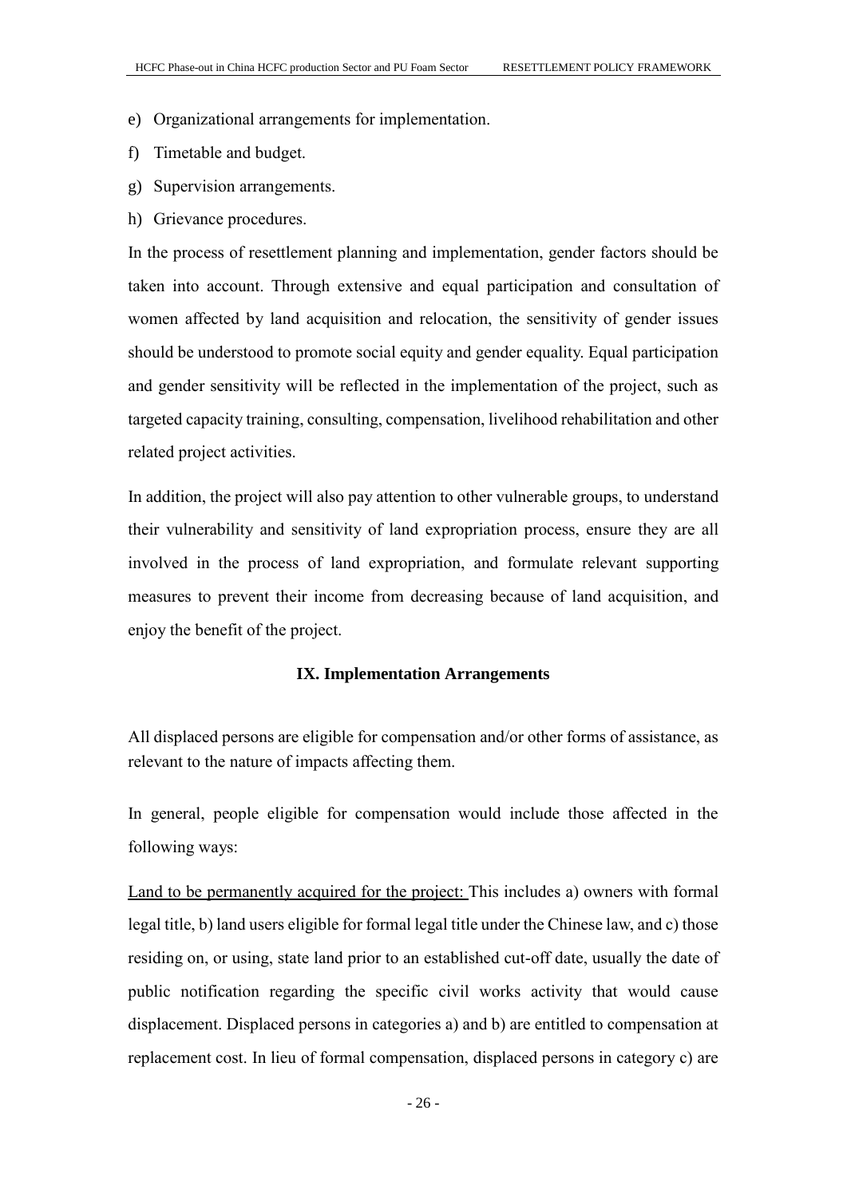e) Organizational arrangements for implementation.

f) Timetable and budget.

g) Supervision arrangements.

h) Grievance procedures.

In the process of resettlement planning and implementation, gender factors should be taken into account. Through extensive and equal participation and consultation of women affected by land acquisition and relocation, the sensitivity of gender issues should be understood to promote social equity and gender equality. Equal participation and gender sensitivity will be reflected in the implementation of the project, such as targeted capacity training, consulting, compensation, livelihood rehabilitation and other related project activities.

In addition, the project will also pay attention to other vulnerable groups, to understand their vulnerability and sensitivity of land expropriation process, ensure they are all involved in the process of land expropriation, and formulate relevant supporting measures to prevent their income from decreasing because of land acquisition, and enjoy the benefit of the project.

## IX. Implementation Arrangements

All displaced persons are eligible for compensation and/or other forms of assistance, as relevant to the nature of impacts affecting them.

In general, people eligible for compensation would include those affected in the following ways:

<u>Land to be permanently acquired for the project:</u> This includes a) owners with formal legal title, b) land users eligible for formal legal title under the Chinese law, and c) those residing on, or using, state land prior to an established cut-off date, usually the date of public notification regarding the specific civil works activity that would cause displacement. Displaced persons in categories a) and b) are entitled to compensation at replacement cost. In lieu of formal compensation, displaced persons in category c) are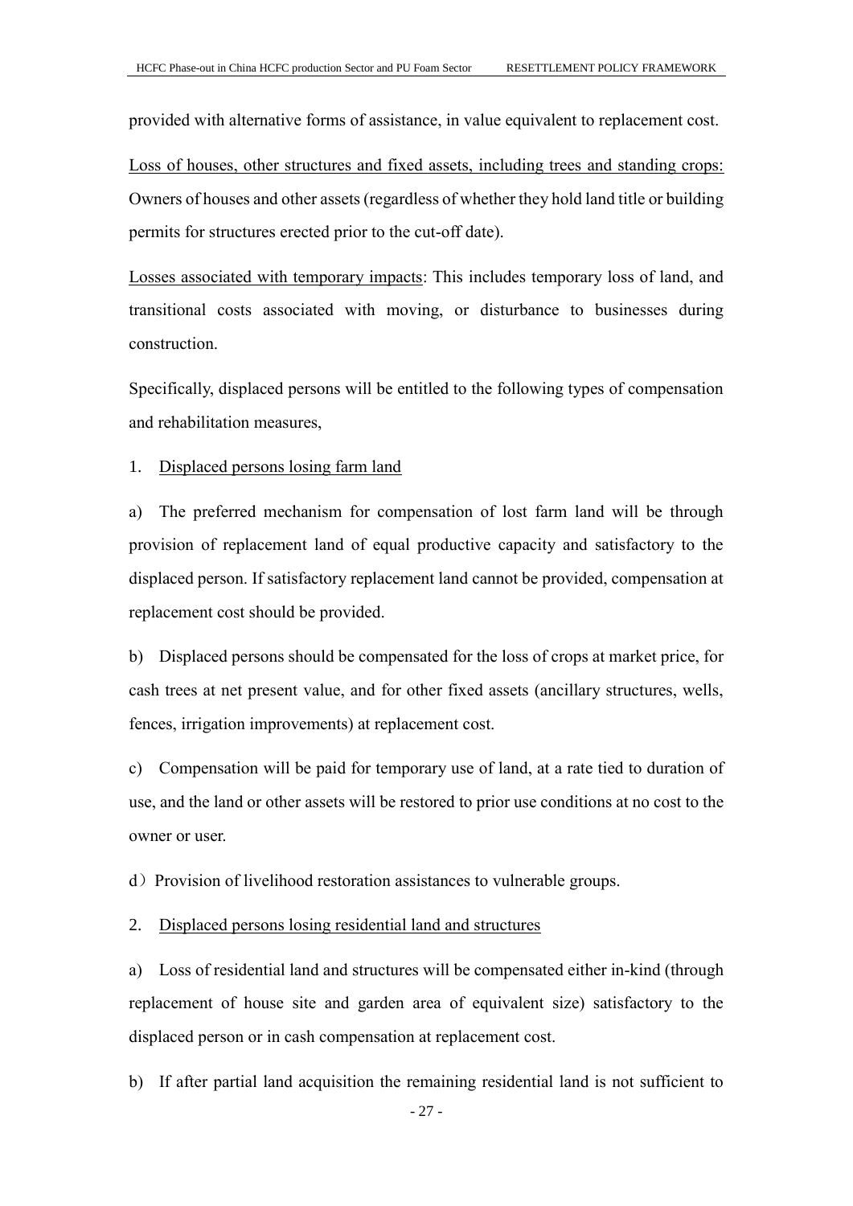provided with alternative forms of assistance, in value equivalent to replacement cost.

<u>Loss of houses, other structures and fixed assets, including trees and standing crops:</u> Owners of houses and other assets (regardless of whether they hold land title or building permits for structures erected prior to the cut-off date).

<u>Losses associated with temporary impacts</u>: This includes temporary loss of land, and transitional costs associated with moving, or disturbance to businesses during construction.

Specifically, displaced persons will be entitled to the following types of compensation and rehabilitation measures,

1. <u>Displaced persons losing farm land</u>

a) The preferred mechanism for compensation of lost farm land will be through provision of replacement land of equal productive capacity and satisfactory to the displaced person. If satisfactory replacement land cannot be provided, compensation at replacement cost should be provided.

b) Displaced persons should be compensated for the loss of crops at market price, for cash trees at net present value, and for other fixed assets (ancillary structures, wells, fences, irrigation improvements) at replacement cost.

c) Compensation will be paid for temporary use of land, at a rate tied to duration of use, and the land or other assets will be restored to prior use conditions at no cost to the owner or user.

d）Provision of livelihood restoration assistances to vulnerable groups.

2. <u>Displaced persons losing residential land and structures</u>

a) Loss of residential land and structures will be compensated either in-kind (through replacement of house site and garden area of equivalent size) satisfactory to the displaced person or in cash compensation at replacement cost.

b) If after partial land acquisition the remaining residential land is not sufficient to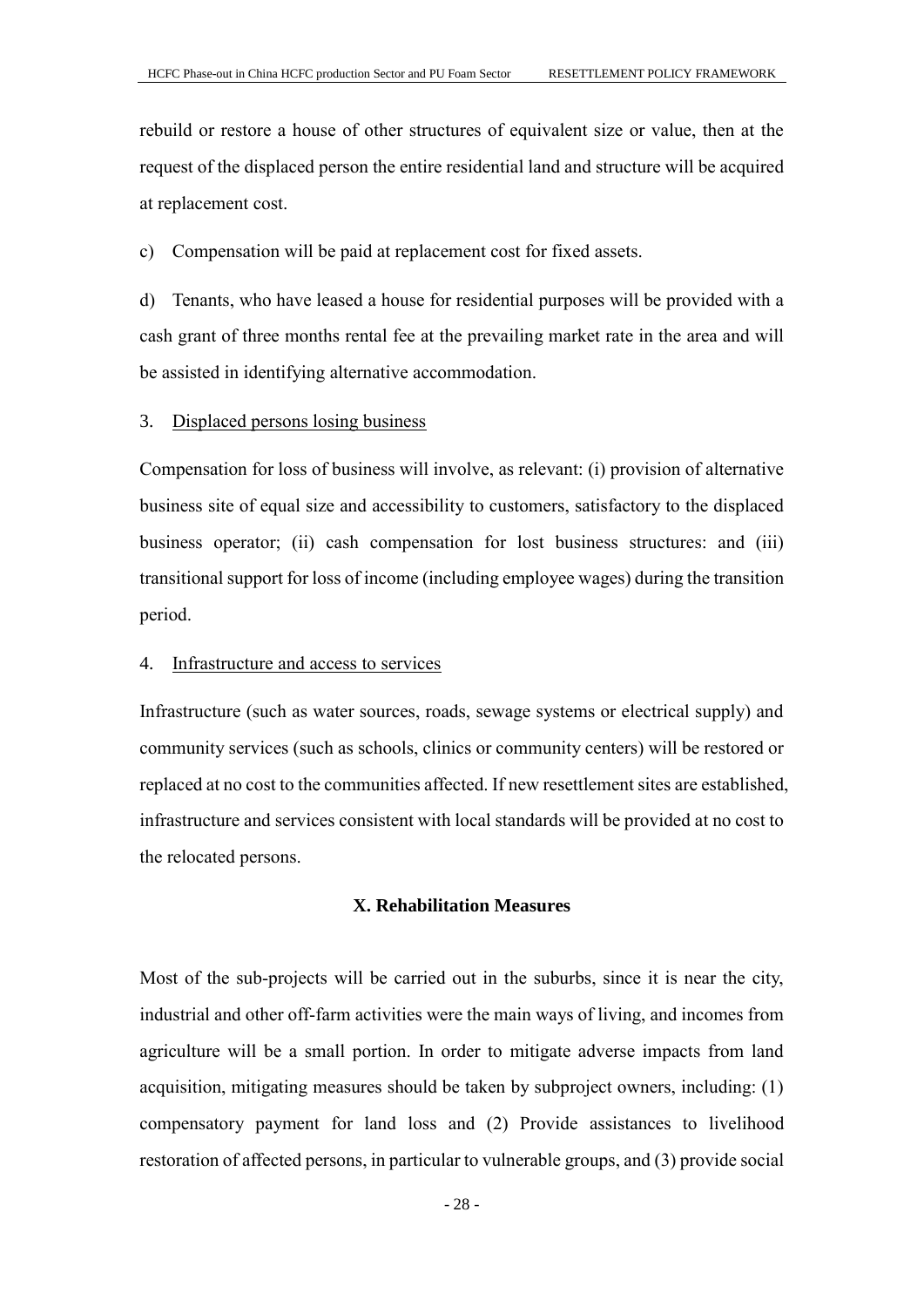rebuild or restore a house of other structures of equivalent size or value, then at the request of the displaced person the entire residential land and structure will be acquired at replacement cost.

c) Compensation will be paid at replacement cost for fixed assets.

d) Tenants, who have leased a house for residential purposes will be provided with a cash grant of three months rental fee at the prevailing market rate in the area and will be assisted in identifying alternative accommodation.

3. Displaced persons losing business

Compensation for loss of business will involve, as relevant: (i) provision of alternative business site of equal size and accessibility to customers, satisfactory to the displaced business operator; (ii) cash compensation for lost business structures: and (iii) transitional support for loss of income (including employee wages) during the transition period.

4. Infrastructure and access to services

Infrastructure (such as water sources, roads, sewage systems or electrical supply) and community services (such as schools, clinics or community centers) will be restored or replaced at no cost to the communities affected. If new resettlement sites are established, infrastructure and services consistent with local standards will be provided at no cost to the relocated persons.

## X. Rehabilitation Measures

Most of the sub-projects will be carried out in the suburbs, since it is near the city, industrial and other off-farm activities were the main ways of living, and incomes from agriculture will be a small portion. In order to mitigate adverse impacts from land acquisition, mitigating measures should be taken by subproject owners, including: (1) compensatory payment for land loss and (2) Provide assistances to livelihood restoration of affected persons, in particular to vulnerable groups, and (3) provide social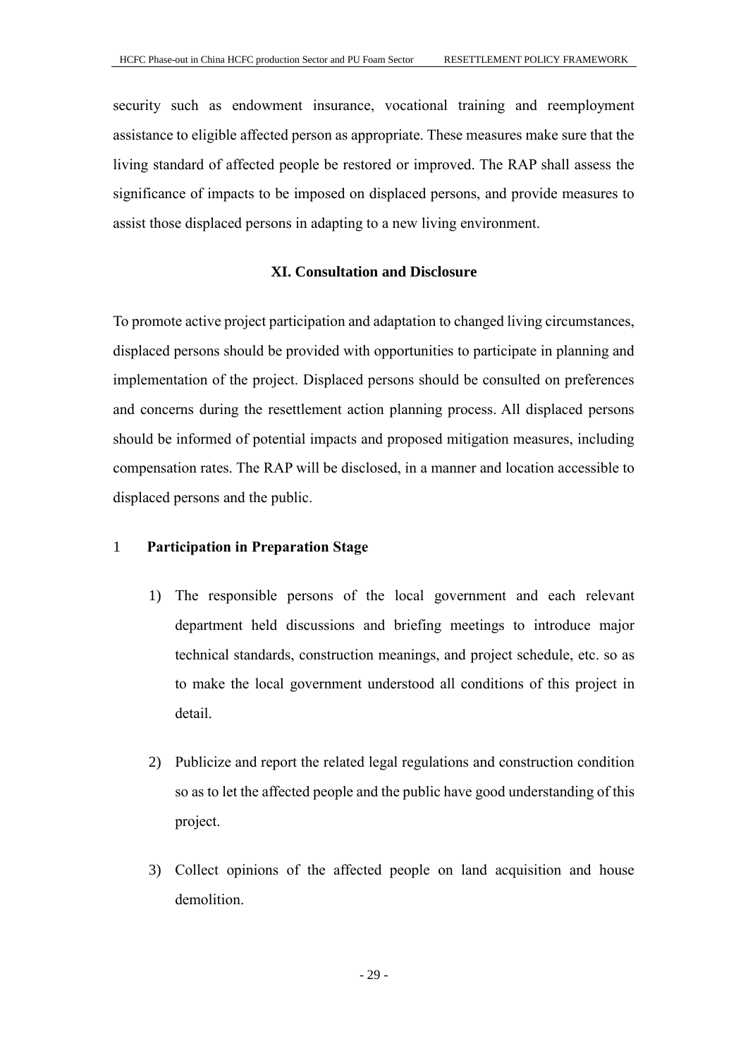security such as endowment insurance, vocational training and reemployment assistance to eligible affected person as appropriate. These measures make sure that the living standard of affected people be restored or improved. The RAP shall assess the significance of impacts to be imposed on displaced persons, and provide measures to assist those displaced persons in adapting to a new living environment.

## XI. Consultation and Disclosure

To promote active project participation and adaptation to changed living circumstances, displaced persons should be provided with opportunities to participate in planning and implementation of the project. Displaced persons should be consulted on preferences and concerns during the resettlement action planning process. All displaced persons should be informed of potential impacts and proposed mitigation measures, including compensation rates. The RAP will be disclosed, in a manner and location accessible to displaced persons and the public.

### 1 Participation in Preparation Stage

1) The responsible persons of the local government and each relevant department held discussions and briefing meetings to introduce major technical standards, construction meanings, and project schedule, etc. so as to make the local government understood all conditions of this project in detail.

2) Publicize and report the related legal regulations and construction condition so as to let the affected people and the public have good understanding of this project.

3) Collect opinions of the affected people on land acquisition and house demolition.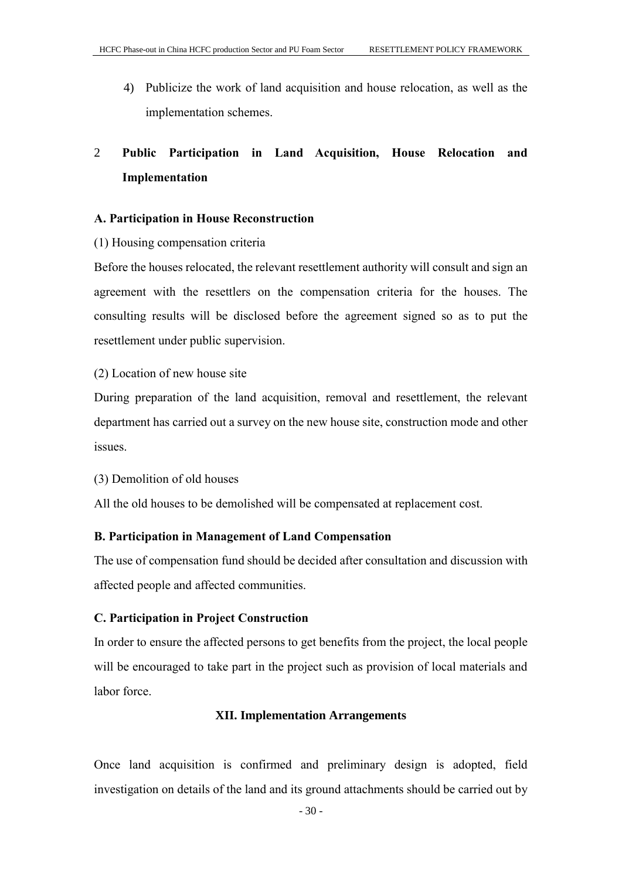4) Publicize the work of land acquisition and house relocation, as well as the implementation schemes.

## 2 Public Participation in Land Acquisition, House Relocation and Implementation

### A. Participation in House Reconstruction

(1) Housing compensation criteria

Before the houses relocated, the relevant resettlement authority will consult and sign an agreement with the resettlers on the compensation criteria for the houses. The consulting results will be disclosed before the agreement signed so as to put the resettlement under public supervision.

(2) Location of new house site

During preparation of the land acquisition, removal and resettlement, the relevant department has carried out a survey on the new house site, construction mode and other issues.

(3) Demolition of old houses

All the old houses to be demolished will be compensated at replacement cost.

### B. Participation in Management of Land Compensation

The use of compensation fund should be decided after consultation and discussion with affected people and affected communities.

### C. Participation in Project Construction

In order to ensure the affected persons to get benefits from the project, the local people will be encouraged to take part in the project such as provision of local materials and labor force.

# XII. Implementation Arrangements

Once land acquisition is confirmed and preliminary design is adopted, field investigation on details of the land and its ground attachments should be carried out by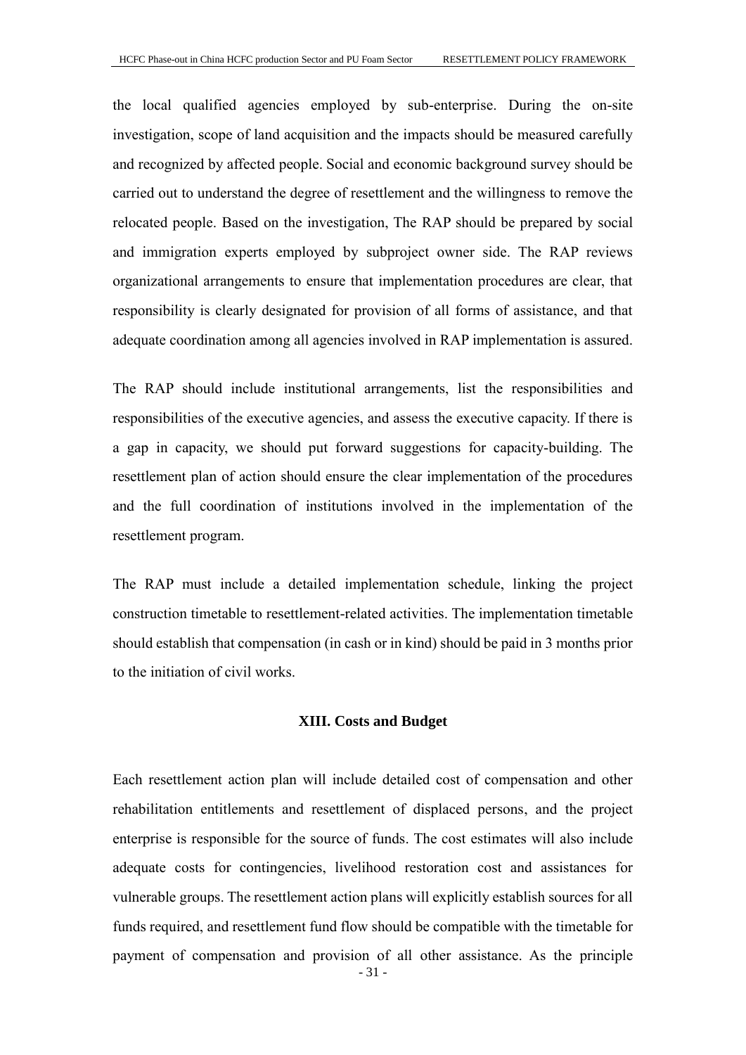the local qualified agencies employed by sub-enterprise. During the on-site investigation, scope of land acquisition and the impacts should be measured carefully and recognized by affected people. Social and economic background survey should be carried out to understand the degree of resettlement and the willingness to remove the relocated people. Based on the investigation, The RAP should be prepared by social and immigration experts employed by subproject owner side. The RAP reviews organizational arrangements to ensure that implementation procedures are clear, that responsibility is clearly designated for provision of all forms of assistance, and that adequate coordination among all agencies involved in RAP implementation is assured.

The RAP should include institutional arrangements, list the responsibilities and responsibilities of the executive agencies, and assess the executive capacity. If there is a gap in capacity, we should put forward suggestions for capacity-building. The resettlement plan of action should ensure the clear implementation of the procedures and the full coordination of institutions involved in the implementation of the resettlement program.

The RAP must include a detailed implementation schedule, linking the project construction timetable to resettlement-related activities. The implementation timetable should establish that compensation (in cash or in kind) should be paid in 3 months prior to the initiation of civil works.

## XIII. Costs and Budget

Each resettlement action plan will include detailed cost of compensation and other rehabilitation entitlements and resettlement of displaced persons, and the project enterprise is responsible for the source of funds. The cost estimates will also include adequate costs for contingencies, livelihood restoration cost and assistances for vulnerable groups. The resettlement action plans will explicitly establish sources for all funds required, and resettlement fund flow should be compatible with the timetable for payment of compensation and provision of all other assistance. As the principle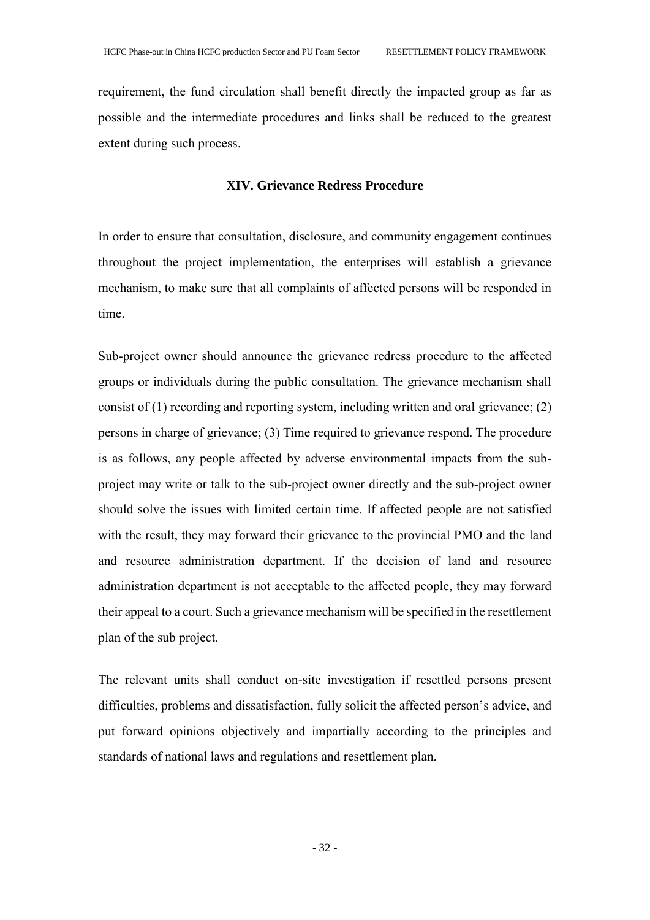requirement, the fund circulation shall benefit directly the impacted group as far as possible and the intermediate procedures and links shall be reduced to the greatest extent during such process.

## XIV. Grievance Redress Procedure

In order to ensure that consultation, disclosure, and community engagement continues throughout the project implementation, the enterprises will establish a grievance mechanism, to make sure that all complaints of affected persons will be responded in time.

Sub-project owner should announce the grievance redress procedure to the affected groups or individuals during the public consultation. The grievance mechanism shall consist of (1) recording and reporting system, including written and oral grievance; (2) persons in charge of grievance; (3) Time required to grievance respond. The procedure is as follows, any people affected by adverse environmental impacts from the sub-project may write or talk to the sub-project owner directly and the sub-project owner should solve the issues with limited certain time. If affected people are not satisfied with the result, they may forward their grievance to the provincial PMO and the land and resource administration department. If the decision of land and resource administration department is not acceptable to the affected people, they may forward their appeal to a court. Such a grievance mechanism will be specified in the resettlement plan of the sub project.

The relevant units shall conduct on-site investigation if resettled persons present difficulties, problems and dissatisfaction, fully solicit the affected person's advice, and put forward opinions objectively and impartially according to the principles and standards of national laws and regulations and resettlement plan.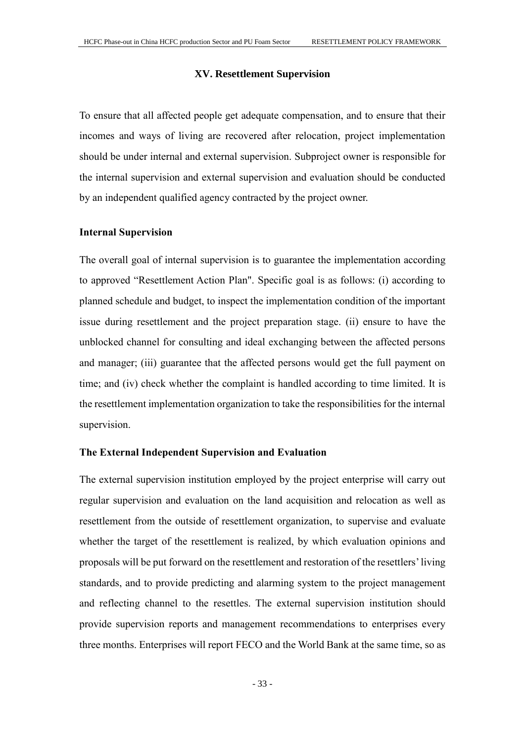## XV. Resettlement Supervision

To ensure that all affected people get adequate compensation, and to ensure that their incomes and ways of living are recovered after relocation, project implementation should be under internal and external supervision. Subproject owner is responsible for the internal supervision and external supervision and evaluation should be conducted by an independent qualified agency contracted by the project owner.

### Internal Supervision

The overall goal of internal supervision is to guarantee the implementation according to approved "Resettlement Action Plan". Specific goal is as follows: (i) according to planned schedule and budget, to inspect the implementation condition of the important issue during resettlement and the project preparation stage. (ii) ensure to have the unblocked channel for consulting and ideal exchanging between the affected persons and manager; (iii) guarantee that the affected persons would get the full payment on time; and (iv) check whether the complaint is handled according to time limited. It is the resettlement implementation organization to take the responsibilities for the internal supervision.

### The External Independent Supervision and Evaluation

The external supervision institution employed by the project enterprise will carry out regular supervision and evaluation on the land acquisition and relocation as well as resettlement from the outside of resettlement organization, to supervise and evaluate whether the target of the resettlement is realized, by which evaluation opinions and proposals will be put forward on the resettlement and restoration of the resettlers' living standards, and to provide predicting and alarming system to the project management and reflecting channel to the resettles. The external supervision institution should provide supervision reports and management recommendations to enterprises every three months. Enterprises will report FECO and the World Bank at the same time, so as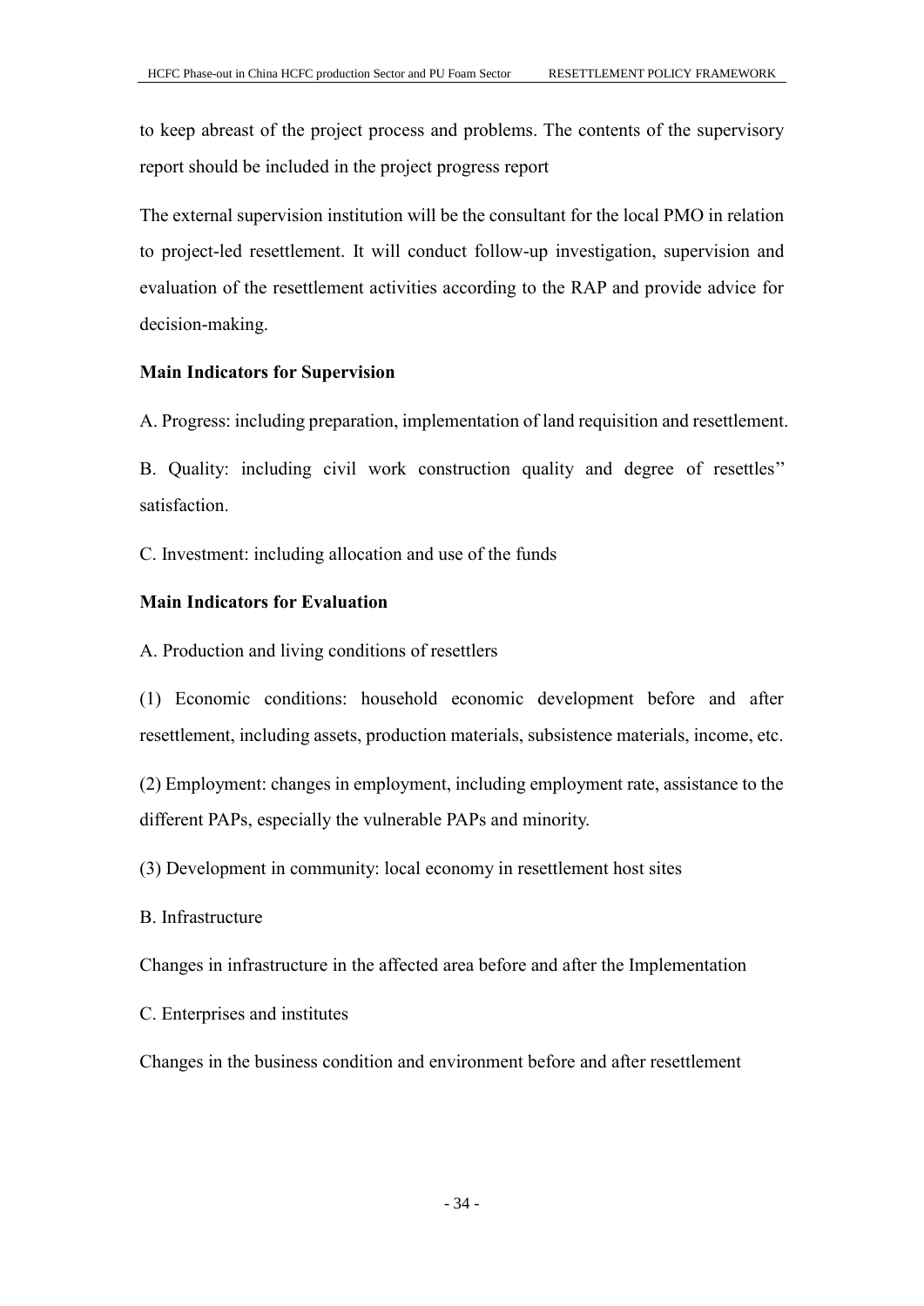to keep abreast of the project process and problems. The contents of the supervisory report should be included in the project progress report

The external supervision institution will be the consultant for the local PMO in relation to project-led resettlement. It will conduct follow-up investigation, supervision and evaluation of the resettlement activities according to the RAP and provide advice for decision-making.

**Main Indicators for Supervision**

A. Progress: including preparation, implementation of land requisition and resettlement.

B. Quality: including civil work construction quality and degree of resettles'' satisfaction.

C. Investment: including allocation and use of the funds

**Main Indicators for Evaluation**

A. Production and living conditions of resettlers

(1) Economic conditions: household economic development before and after resettlement, including assets, production materials, subsistence materials, income, etc.

(2) Employment: changes in employment, including employment rate, assistance to the different PAPs, especially the vulnerable PAPs and minority.

(3) Development in community: local economy in resettlement host sites

B. Infrastructure

Changes in infrastructure in the affected area before and after the Implementation

C. Enterprises and institutes

Changes in the business condition and environment before and after resettlement